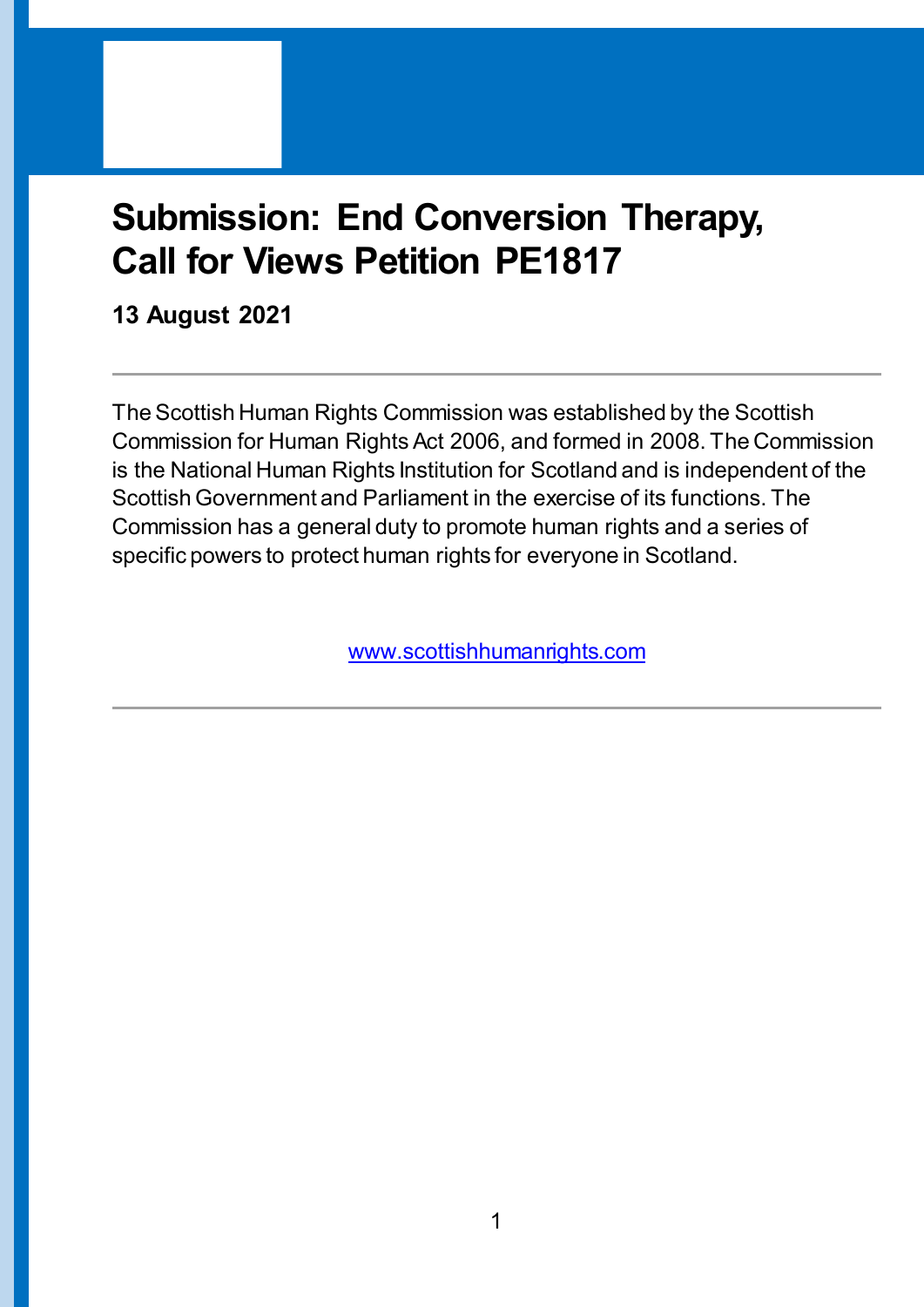# Submission: End Conversion Therapy, Call for Views Petition PE1817

**13 August 2021**

---

The Scottish Human Rights Commission was established by the Scottish Commission for Human Rights Act 2006, and formed in 2008. The Commission is the National Human Rights Institution for Scotland and is independent of the Scottish Government and Parliament in the exercise of its functions. The Commission has a general duty to promote human rights and a series of specific powers to protect human rights for everyone in Scotland.

www.scottishhumanrights.com

---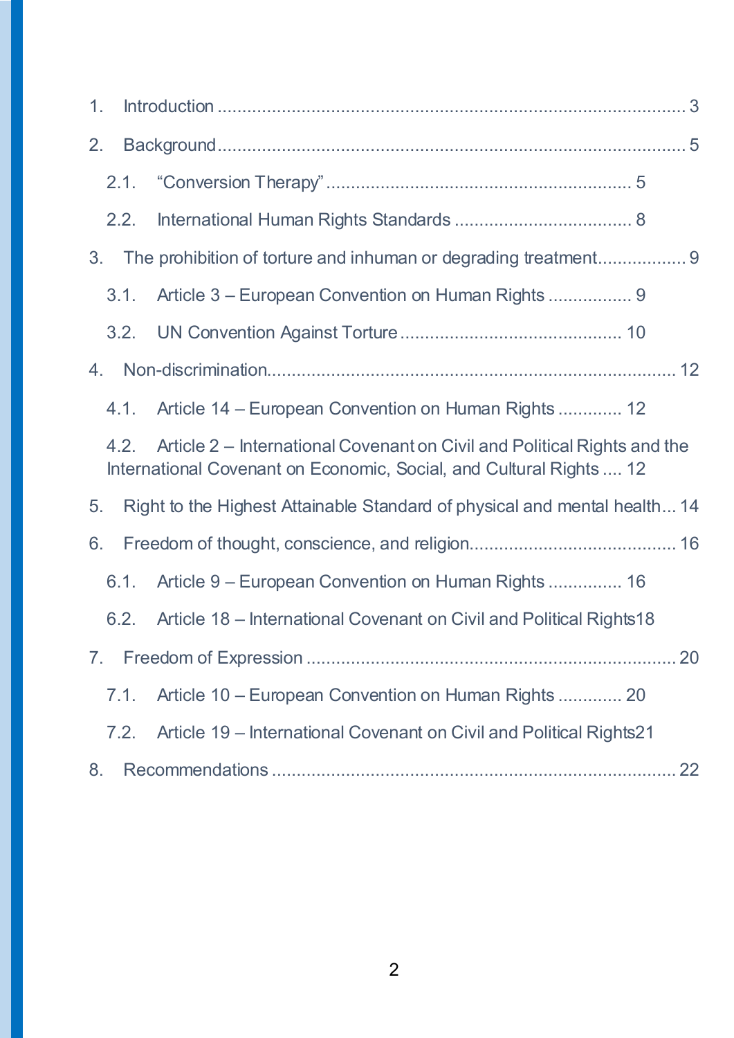1. Introduction ................................................................................................ 3
2. Background ................................................................................................ 5
    - 2.1. "Conversion Therapy" ............................................................ 5
    - 2.2. International Human Rights Standards .................................... 8
3. The prohibition of torture and inhuman or degrading treatment .................. 9
    - 3.1. Article 3 – European Convention on Human Rights ................. 9
    - 3.2. UN Convention Against Torture ............................................ 10
4. Non-discrimination .................................................................................. 12
    - 4.1. Article 14 – European Convention on Human Rights ............. 12
    - 4.2. Article 2 – International Covenant on Civil and Political Rights and the International Covenant on Economic, Social, and Cultural Rights .... 12
5. Right to the Highest Attainable Standard of physical and mental health ... 14
6. Freedom of thought, conscience, and religion .......................................... 16
    - 6.1. Article 9 – European Convention on Human Rights ............... 16
    - 6.2. Article 18 – International Covenant on Civil and Political Rights 18
7. Freedom of Expression ........................................................................... 20
    - 7.1. Article 10 – European Convention on Human Rights ............. 20
    - 7.2. Article 19 – International Covenant on Civil and Political Rights 21
8. Recommendations ................................................................................... 22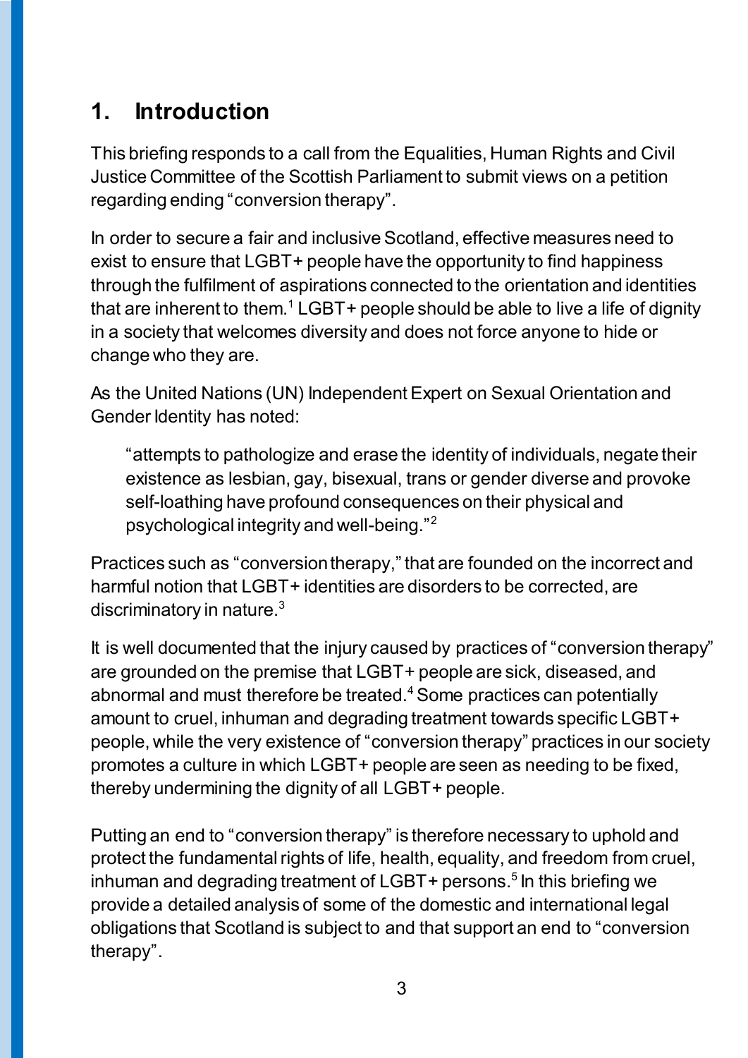## 1. Introduction

This briefing responds to a call from the Equalities, Human Rights and Civil Justice Committee of the Scottish Parliament to submit views on a petition regarding ending “conversion therapy”.

In order to secure a fair and inclusive Scotland, effective measures need to exist to ensure that LGBT+ people have the opportunity to find happiness through the fulfilment of aspirations connected to the orientation and identities that are inherent to them.[1] LGBT+ people should be able to live a life of dignity in a society that welcomes diversity and does not force anyone to hide or change who they are.

As the United Nations (UN) Independent Expert on Sexual Orientation and Gender Identity has noted:

> “attempts to pathologize and erase the identity of individuals, negate their existence as lesbian, gay, bisexual, trans or gender diverse and provoke self-loathing have profound consequences on their physical and psychological integrity and well-being.”[2]

Practices such as “conversion therapy,” that are founded on the incorrect and harmful notion that LGBT+ identities are disorders to be corrected, are discriminatory in nature.[3]

It is well documented that the injury caused by practices of “conversion therapy” are grounded on the premise that LGBT+ people are sick, diseased, and abnormal and must therefore be treated.[4] Some practices can potentially amount to cruel, inhuman and degrading treatment towards specific LGBT+ people, while the very existence of “conversion therapy” practices in our society promotes a culture in which LGBT+ people are seen as needing to be fixed, thereby undermining the dignity of all LGBT+ people.

Putting an end to “conversion therapy” is therefore necessary to uphold and protect the fundamental rights of life, health, equality, and freedom from cruel, inhuman and degrading treatment of LGBT+ persons.[5] In this briefing we provide a detailed analysis of some of the domestic and international legal obligations that Scotland is subject to and that support an end to “conversion therapy”.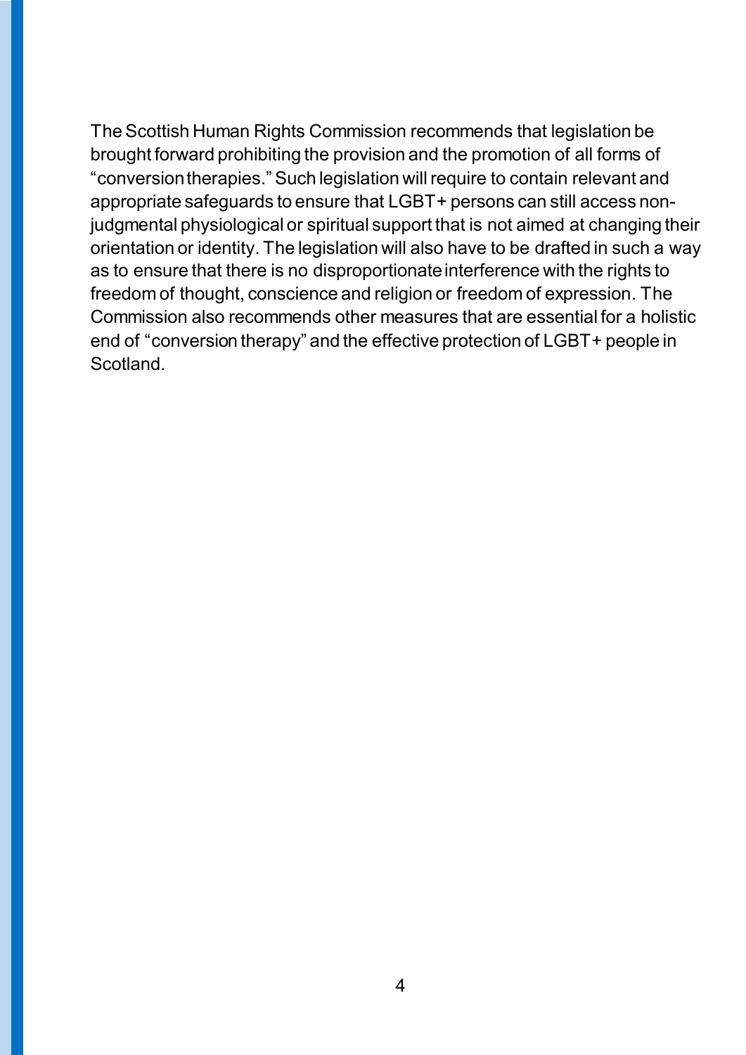The Scottish Human Rights Commission recommends that legislation be brought forward prohibiting the provision and the promotion of all forms of "conversion therapies." Such legislation will require to contain relevant and appropriate safeguards to ensure that LGBT+ persons can still access non-judgmental physiological or spiritual support that is not aimed at changing their orientation or identity. The legislation will also have to be drafted in such a way as to ensure that there is no disproportionate interference with the rights to freedom of thought, conscience and religion or freedom of expression. The Commission also recommends other measures that are essential for a holistic end of "conversion therapy" and the effective protection of LGBT+ people in Scotland.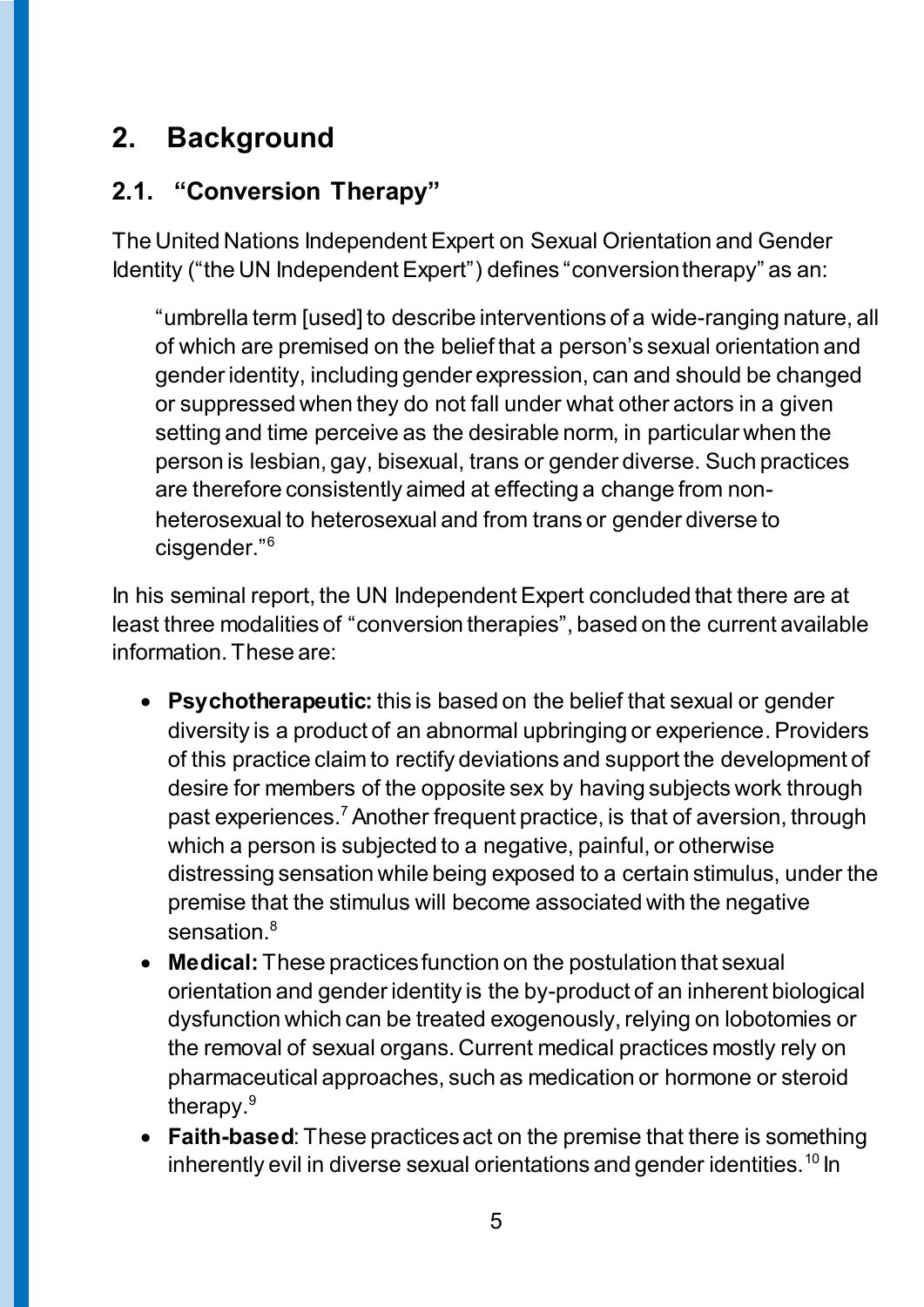## 2. Background

### 2.1. "Conversion Therapy"

The United Nations Independent Expert on Sexual Orientation and Gender Identity ("the UN Independent Expert") defines "conversion therapy" as an:

> "umbrella term [used] to describe interventions of a wide-ranging nature, all of which are premised on the belief that a person's sexual orientation and gender identity, including gender expression, can and should be changed or suppressed when they do not fall under what other actors in a given setting and time perceive as the desirable norm, in particular when the person is lesbian, gay, bisexual, trans or gender diverse. Such practices are therefore consistently aimed at effecting a change from non-heterosexual to heterosexual and from trans or gender diverse to cisgender."[6]

In his seminal report, the UN Independent Expert concluded that there are at least three modalities of "conversion therapies", based on the current available information. These are:

- **Psychotherapeutic:** this is based on the belief that sexual or gender diversity is a product of an abnormal upbringing or experience. Providers of this practice claim to rectify deviations and support the development of desire for members of the opposite sex by having subjects work through past experiences.[7] Another frequent practice, is that of aversion, through which a person is subjected to a negative, painful, or otherwise distressing sensation while being exposed to a certain stimulus, under the premise that the stimulus will become associated with the negative sensation.[8]
- **Medical:** These practices function on the postulation that sexual orientation and gender identity is the by-product of an inherent biological dysfunction which can be treated exogenously, relying on lobotomies or the removal of sexual organs. Current medical practices mostly rely on pharmaceutical approaches, such as medication or hormone or steroid therapy.[9]
- **Faith-based**: These practices act on the premise that there is something inherently evil in diverse sexual orientations and gender identities.[10] In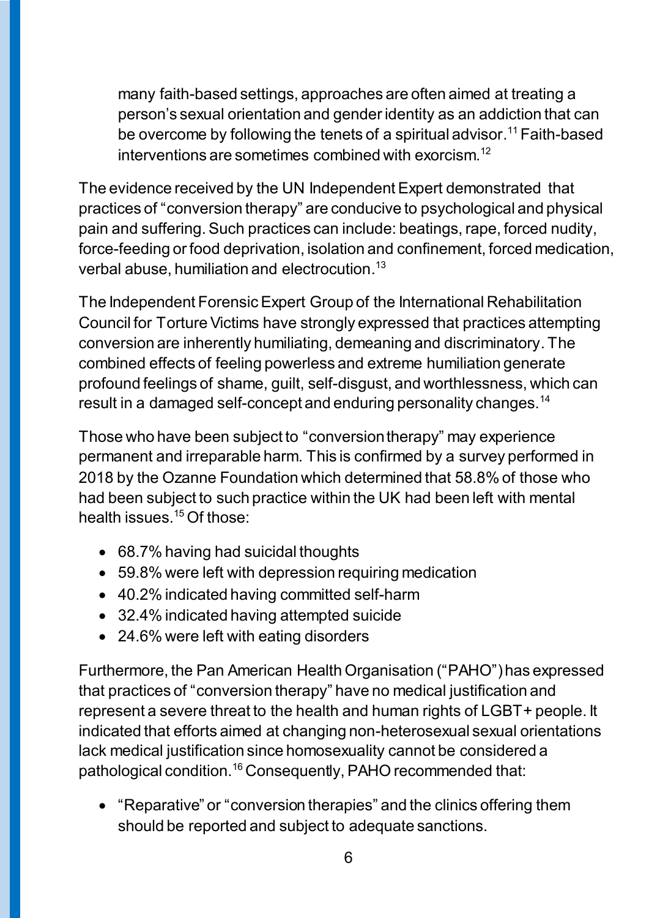many faith-based settings, approaches are often aimed at treating a person's sexual orientation and gender identity as an addiction that can be overcome by following the tenets of a spiritual advisor.[11] Faith-based interventions are sometimes combined with exorcism.[12]

The evidence received by the UN Independent Expert demonstrated that practices of "conversion therapy" are conducive to psychological and physical pain and suffering. Such practices can include: beatings, rape, forced nudity, force-feeding or food deprivation, isolation and confinement, forced medication, verbal abuse, humiliation and electrocution.[13]

The Independent Forensic Expert Group of the International Rehabilitation Council for Torture Victims have strongly expressed that practices attempting conversion are inherently humiliating, demeaning and discriminatory. The combined effects of feeling powerless and extreme humiliation generate profound feelings of shame, guilt, self-disgust, and worthlessness, which can result in a damaged self-concept and enduring personality changes.[14]

Those who have been subject to "conversion therapy" may experience permanent and irreparable harm. This is confirmed by a survey performed in 2018 by the Ozanne Foundation which determined that 58.8% of those who had been subject to such practice within the UK had been left with mental health issues.[15] Of those:

- 68.7% having had suicidal thoughts
- 59.8% were left with depression requiring medication
- 40.2% indicated having committed self-harm
- 32.4% indicated having attempted suicide
- 24.6% were left with eating disorders

Furthermore, the Pan American Health Organisation ("PAHO") has expressed that practices of "conversion therapy" have no medical justification and represent a severe threat to the health and human rights of LGBT+ people. It indicated that efforts aimed at changing non-heterosexual sexual orientations lack medical justification since homosexuality cannot be considered a pathological condition.[16] Consequently, PAHO recommended that:

- "Reparative" or "conversion therapies" and the clinics offering them should be reported and subject to adequate sanctions.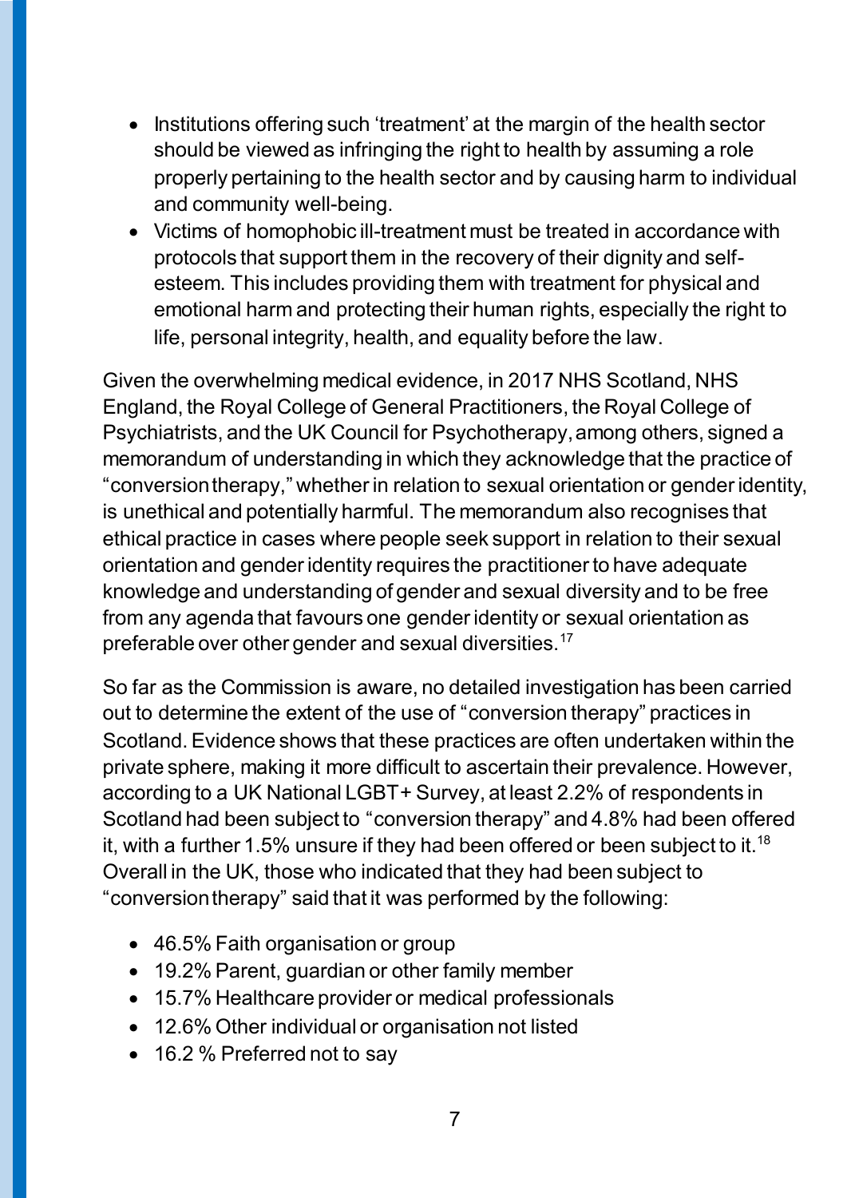- Institutions offering such 'treatment' at the margin of the health sector should be viewed as infringing the right to health by assuming a role properly pertaining to the health sector and by causing harm to individual and community well-being.
- Victims of homophobic ill-treatment must be treated in accordance with protocols that support them in the recovery of their dignity and self-esteem. This includes providing them with treatment for physical and emotional harm and protecting their human rights, especially the right to life, personal integrity, health, and equality before the law.

Given the overwhelming medical evidence, in 2017 NHS Scotland, NHS England, the Royal College of General Practitioners, the Royal College of Psychiatrists, and the UK Council for Psychotherapy, among others, signed a memorandum of understanding in which they acknowledge that the practice of "conversion therapy," whether in relation to sexual orientation or gender identity, is unethical and potentially harmful. The memorandum also recognises that ethical practice in cases where people seek support in relation to their sexual orientation and gender identity requires the practitioner to have adequate knowledge and understanding of gender and sexual diversity and to be free from any agenda that favours one gender identity or sexual orientation as preferable over other gender and sexual diversities.[17]

So far as the Commission is aware, no detailed investigation has been carried out to determine the extent of the use of "conversion therapy" practices in Scotland. Evidence shows that these practices are often undertaken within the private sphere, making it more difficult to ascertain their prevalence. However, according to a UK National LGBT+ Survey, at least 2.2% of respondents in Scotland had been subject to "conversion therapy" and 4.8% had been offered it, with a further 1.5% unsure if they had been offered or been subject to it.[18] Overall in the UK, those who indicated that they had been subject to "conversion therapy" said that it was performed by the following:

- 46.5% Faith organisation or group
- 19.2% Parent, guardian or other family member
- 15.7% Healthcare provider or medical professionals
- 12.6% Other individual or organisation not listed
- 16.2 % Preferred not to say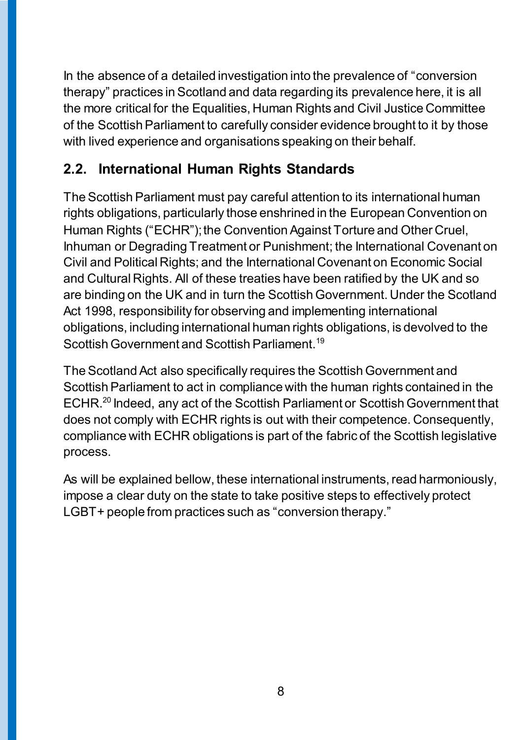In the absence of a detailed investigation into the prevalence of "conversion therapy" practices in Scotland and data regarding its prevalence here, it is all the more critical for the Equalities, Human Rights and Civil Justice Committee of the Scottish Parliament to carefully consider evidence brought to it by those with lived experience and organisations speaking on their behalf.

## 2.2. International Human Rights Standards

The Scottish Parliament must pay careful attention to its international human rights obligations, particularly those enshrined in the European Convention on Human Rights ("ECHR"); the Convention Against Torture and Other Cruel, Inhuman or Degrading Treatment or Punishment; the International Covenant on Civil and Political Rights; and the International Covenant on Economic Social and Cultural Rights. All of these treaties have been ratified by the UK and so are binding on the UK and in turn the Scottish Government. Under the Scotland Act 1998, responsibility for observing and implementing international obligations, including international human rights obligations, is devolved to the Scottish Government and Scottish Parliament.[19]

The Scotland Act also specifically requires the Scottish Government and Scottish Parliament to act in compliance with the human rights contained in the ECHR.[20] Indeed, any act of the Scottish Parliament or Scottish Government that does not comply with ECHR rights is out with their competence. Consequently, compliance with ECHR obligations is part of the fabric of the Scottish legislative process.

As will be explained bellow, these international instruments, read harmoniously, impose a clear duty on the state to take positive steps to effectively protect LGBT+ people from practices such as "conversion therapy."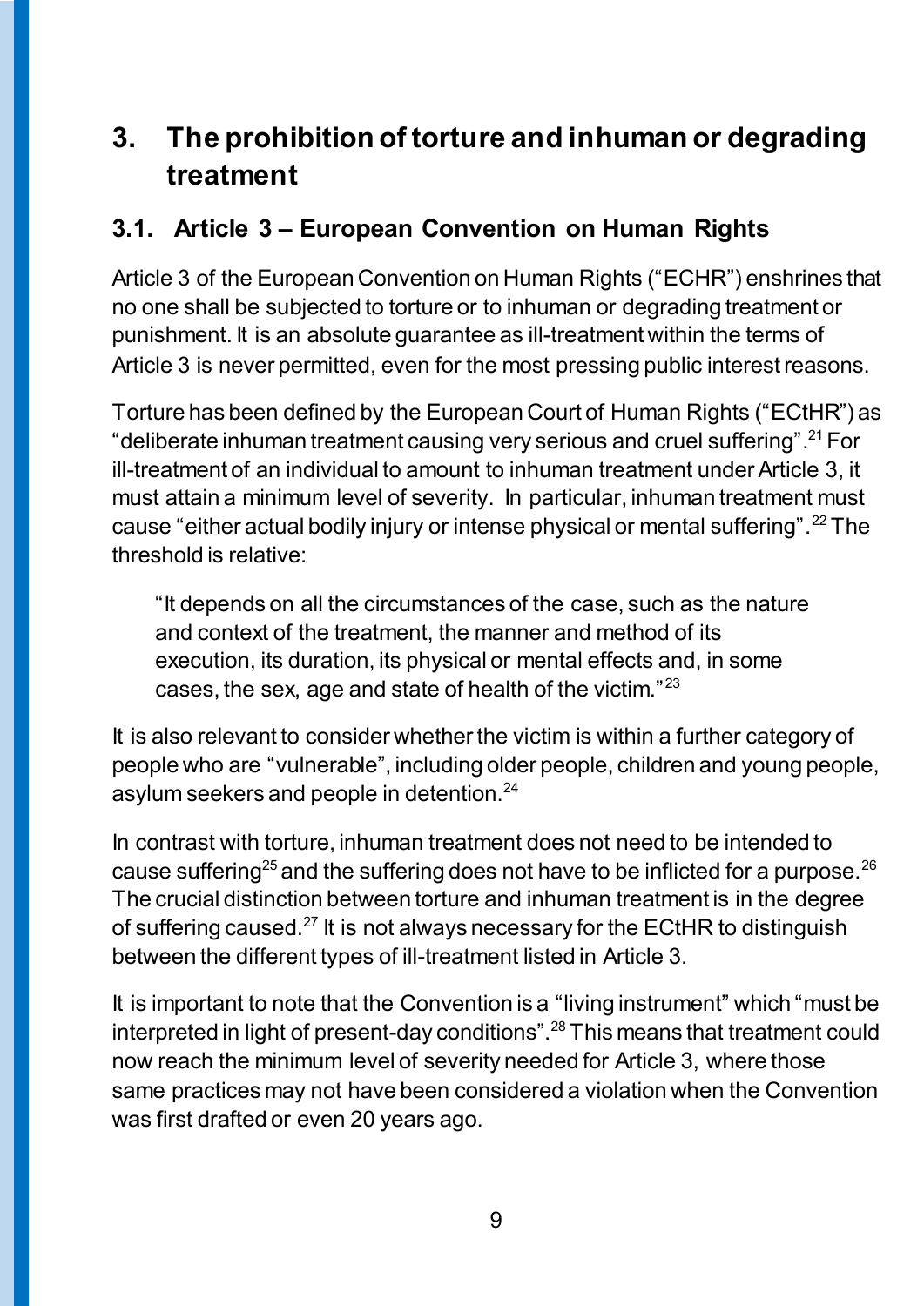# 3. The prohibition of torture and inhuman or degrading treatment

## 3.1. Article 3 – European Convention on Human Rights

Article 3 of the European Convention on Human Rights ("ECHR") enshrines that no one shall be subjected to torture or to inhuman or degrading treatment or punishment. It is an absolute guarantee as ill-treatment within the terms of Article 3 is never permitted, even for the most pressing public interest reasons.

Torture has been defined by the European Court of Human Rights ("ECtHR") as "deliberate inhuman treatment causing very serious and cruel suffering".[21] For ill-treatment of an individual to amount to inhuman treatment under Article 3, it must attain a minimum level of severity. In particular, inhuman treatment must cause "either actual bodily injury or intense physical or mental suffering".[22] The threshold is relative:

> "It depends on all the circumstances of the case, such as the nature and context of the treatment, the manner and method of its execution, its duration, its physical or mental effects and, in some cases, the sex, age and state of health of the victim."[23]

It is also relevant to consider whether the victim is within a further category of people who are "vulnerable", including older people, children and young people, asylum seekers and people in detention.[24]

In contrast with torture, inhuman treatment does not need to be intended to cause suffering[25] and the suffering does not have to be inflicted for a purpose.[26] The crucial distinction between torture and inhuman treatment is in the degree of suffering caused.[27] It is not always necessary for the ECtHR to distinguish between the different types of ill-treatment listed in Article 3.

It is important to note that the Convention is a "living instrument" which "must be interpreted in light of present-day conditions".[28] This means that treatment could now reach the minimum level of severity needed for Article 3, where those same practices may not have been considered a violation when the Convention was first drafted or even 20 years ago.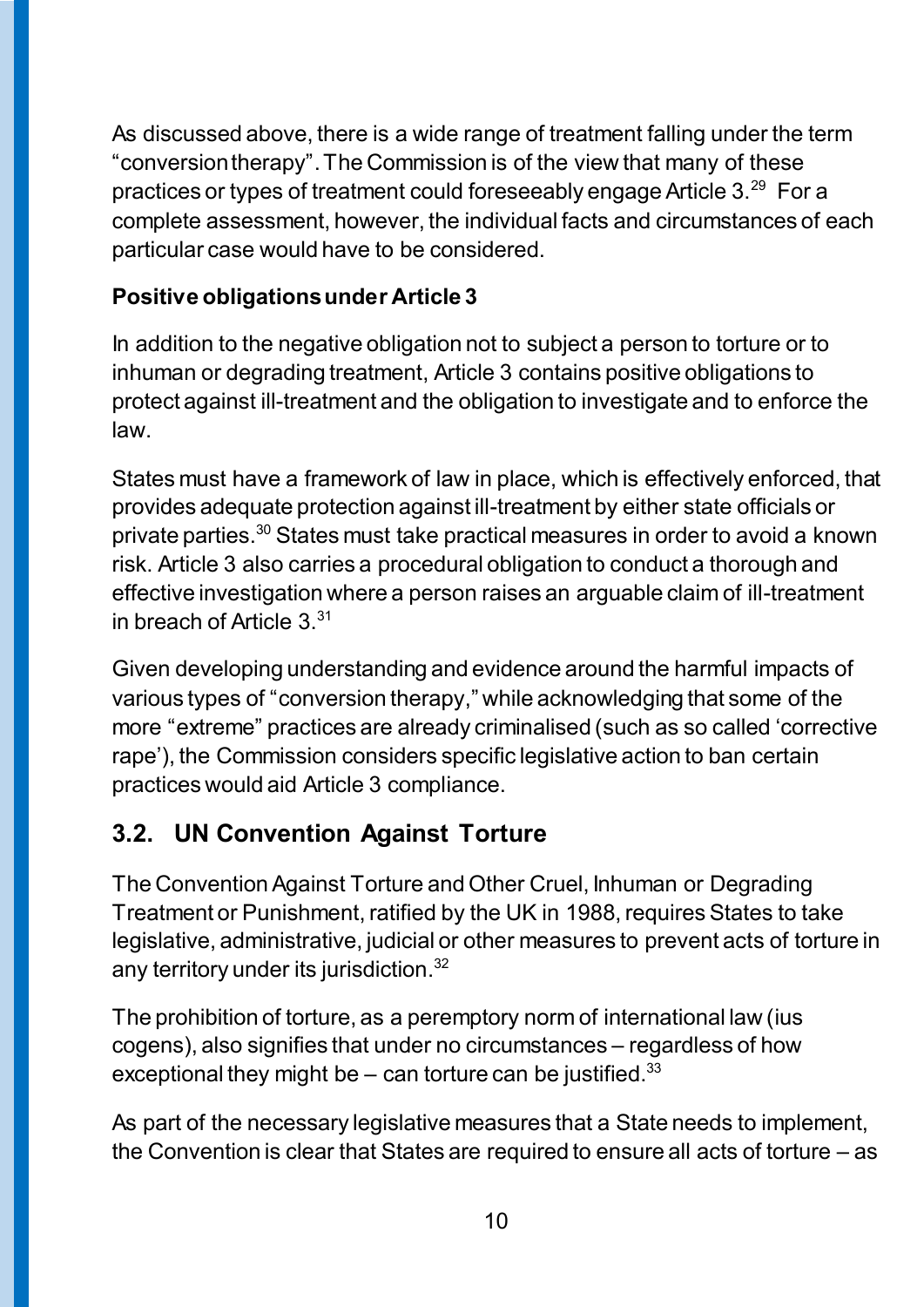As discussed above, there is a wide range of treatment falling under the term "conversion therapy". The Commission is of the view that many of these practices or types of treatment could foreseeably engage Article 3.[29] For a complete assessment, however, the individual facts and circumstances of each particular case would have to be considered.

**Positive obligations under Article 3**

In addition to the negative obligation not to subject a person to torture or to inhuman or degrading treatment, Article 3 contains positive obligations to protect against ill-treatment and the obligation to investigate and to enforce the law.

States must have a framework of law in place, which is effectively enforced, that provides adequate protection against ill-treatment by either state officials or private parties.[30] States must take practical measures in order to avoid a known risk. Article 3 also carries a procedural obligation to conduct a thorough and effective investigation where a person raises an arguable claim of ill-treatment in breach of Article 3.[31]

Given developing understanding and evidence around the harmful impacts of various types of "conversion therapy," while acknowledging that some of the more "extreme" practices are already criminalised (such as so called 'corrective rape'), the Commission considers specific legislative action to ban certain practices would aid Article 3 compliance.

## 3.2. UN Convention Against Torture

The Convention Against Torture and Other Cruel, Inhuman or Degrading Treatment or Punishment, ratified by the UK in 1988, requires States to take legislative, administrative, judicial or other measures to prevent acts of torture in any territory under its jurisdiction.[32]

The prohibition of torture, as a peremptory norm of international law (ius cogens), also signifies that under no circumstances – regardless of how exceptional they might be – can torture can be justified.[33]

As part of the necessary legislative measures that a State needs to implement, the Convention is clear that States are required to ensure all acts of torture – as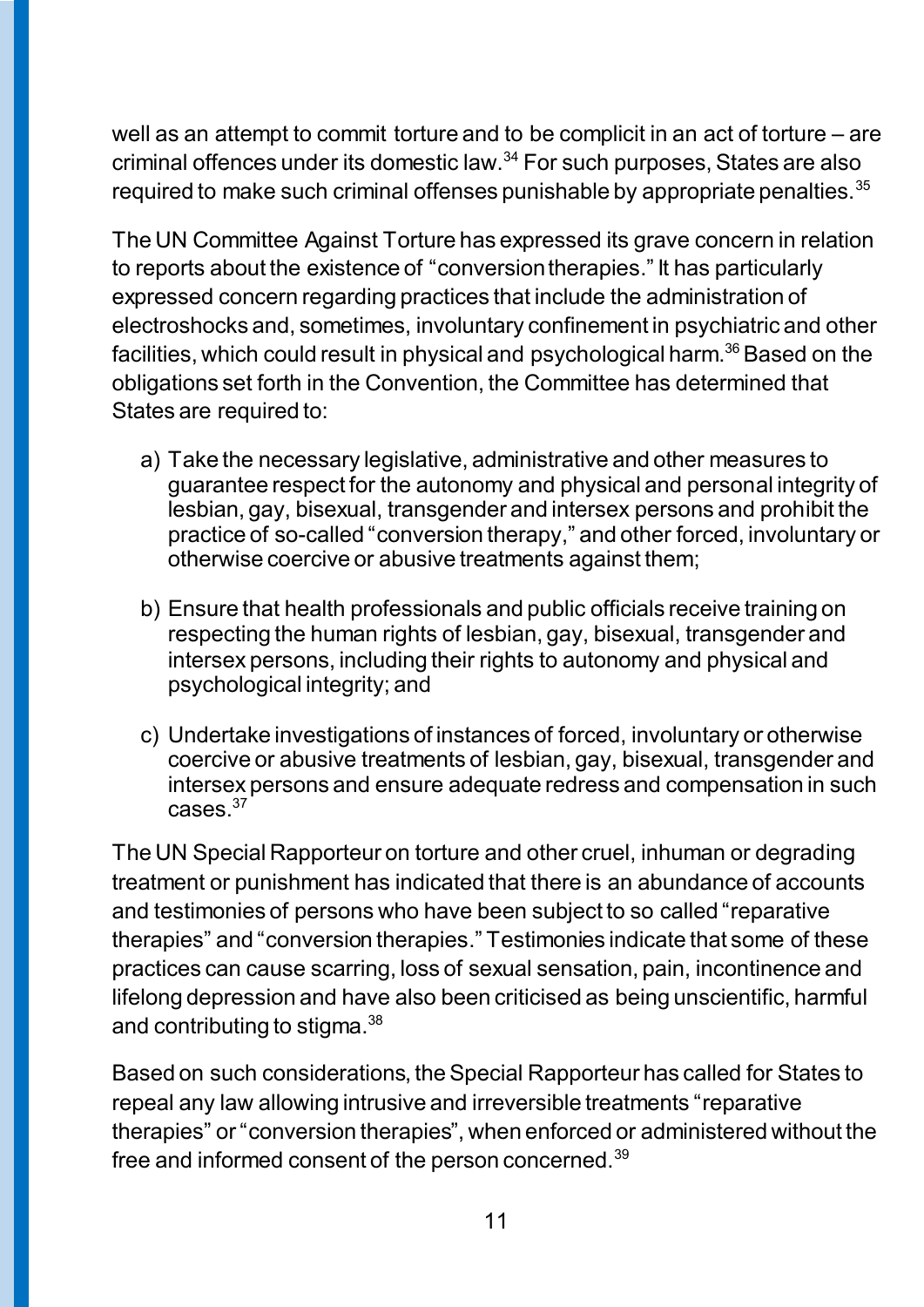well as an attempt to commit torture and to be complicit in an act of torture – are criminal offences under its domestic law.[34] For such purposes, States are also required to make such criminal offenses punishable by appropriate penalties.[35]

The UN Committee Against Torture has expressed its grave concern in relation to reports about the existence of "conversion therapies." It has particularly expressed concern regarding practices that include the administration of electroshocks and, sometimes, involuntary confinement in psychiatric and other facilities, which could result in physical and psychological harm.[36] Based on the obligations set forth in the Convention, the Committee has determined that States are required to:

a) Take the necessary legislative, administrative and other measures to guarantee respect for the autonomy and physical and personal integrity of lesbian, gay, bisexual, transgender and intersex persons and prohibit the practice of so-called "conversion therapy," and other forced, involuntary or otherwise coercive or abusive treatments against them;

b) Ensure that health professionals and public officials receive training on respecting the human rights of lesbian, gay, bisexual, transgender and intersex persons, including their rights to autonomy and physical and psychological integrity; and

c) Undertake investigations of instances of forced, involuntary or otherwise coercive or abusive treatments of lesbian, gay, bisexual, transgender and intersex persons and ensure adequate redress and compensation in such cases.[37]

The UN Special Rapporteur on torture and other cruel, inhuman or degrading treatment or punishment has indicated that there is an abundance of accounts and testimonies of persons who have been subject to so called "reparative therapies" and "conversion therapies." Testimonies indicate that some of these practices can cause scarring, loss of sexual sensation, pain, incontinence and lifelong depression and have also been criticised as being unscientific, harmful and contributing to stigma.[38]

Based on such considerations, the Special Rapporteur has called for States to repeal any law allowing intrusive and irreversible treatments "reparative therapies" or "conversion therapies", when enforced or administered without the free and informed consent of the person concerned.[39]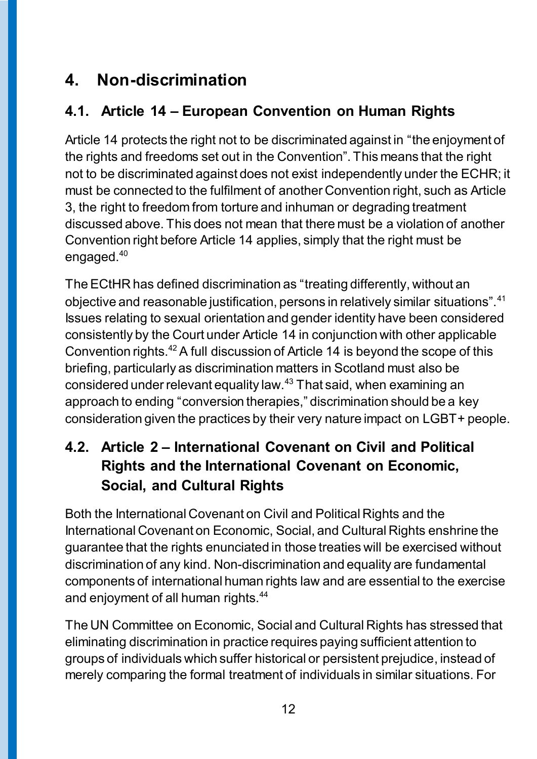# 4. Non-discrimination

## 4.1. Article 14 – European Convention on Human Rights

Article 14 protects the right not to be discriminated against in "the enjoyment of the rights and freedoms set out in the Convention". This means that the right not to be discriminated against does not exist independently under the ECHR; it must be connected to the fulfilment of another Convention right, such as Article 3, the right to freedom from torture and inhuman or degrading treatment discussed above. This does not mean that there must be a violation of another Convention right before Article 14 applies, simply that the right must be engaged.[40]

The ECtHR has defined discrimination as "treating differently, without an objective and reasonable justification, persons in relatively similar situations".[41] Issues relating to sexual orientation and gender identity have been considered consistently by the Court under Article 14 in conjunction with other applicable Convention rights.[42] A full discussion of Article 14 is beyond the scope of this briefing, particularly as discrimination matters in Scotland must also be considered under relevant equality law.[43] That said, when examining an approach to ending "conversion therapies," discrimination should be a key consideration given the practices by their very nature impact on LGBT+ people.

## 4.2. Article 2 – International Covenant on Civil and Political Rights and the International Covenant on Economic, Social, and Cultural Rights

Both the International Covenant on Civil and Political Rights and the International Covenant on Economic, Social, and Cultural Rights enshrine the guarantee that the rights enunciated in those treaties will be exercised without discrimination of any kind. Non-discrimination and equality are fundamental components of international human rights law and are essential to the exercise and enjoyment of all human rights.[44]

The UN Committee on Economic, Social and Cultural Rights has stressed that eliminating discrimination in practice requires paying sufficient attention to groups of individuals which suffer historical or persistent prejudice, instead of merely comparing the formal treatment of individuals in similar situations. For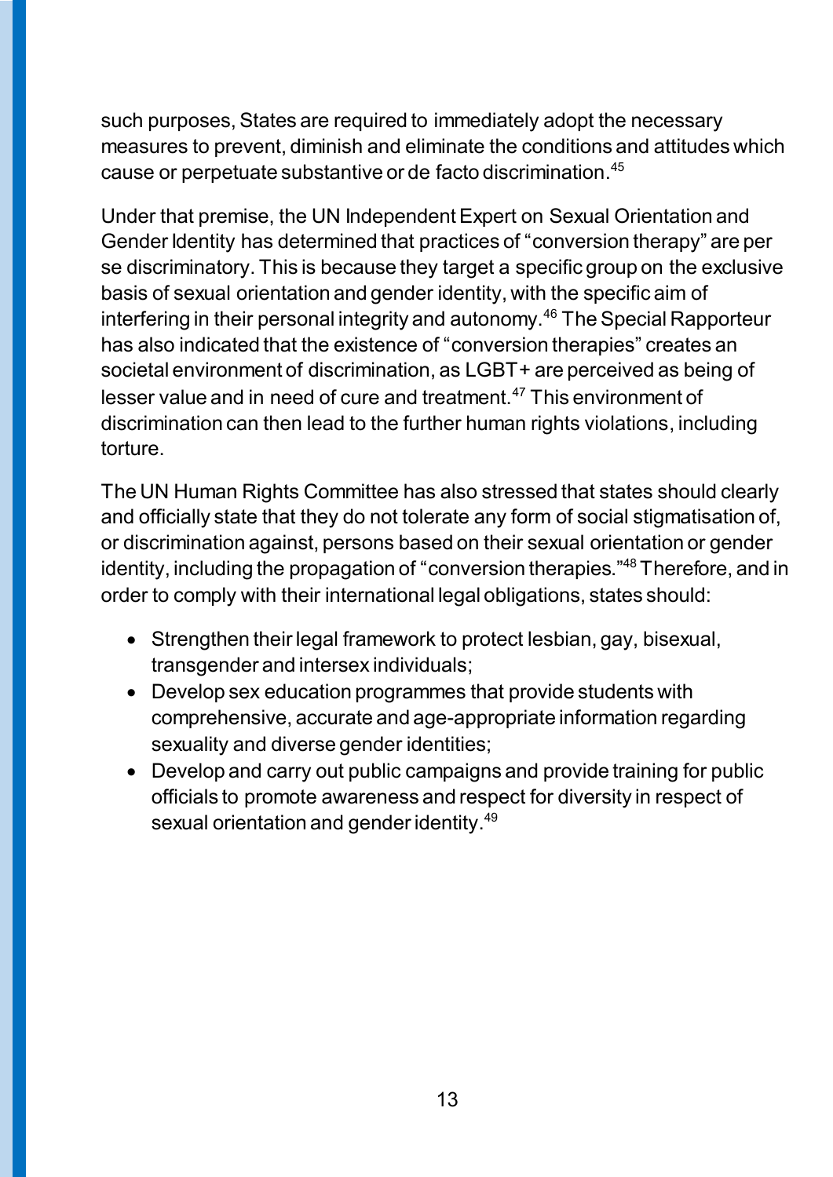such purposes, States are required to immediately adopt the necessary measures to prevent, diminish and eliminate the conditions and attitudes which cause or perpetuate substantive or de facto discrimination.[45]

Under that premise, the UN Independent Expert on Sexual Orientation and Gender Identity has determined that practices of "conversion therapy" are per se discriminatory. This is because they target a specific group on the exclusive basis of sexual orientation and gender identity, with the specific aim of interfering in their personal integrity and autonomy.[46] The Special Rapporteur has also indicated that the existence of "conversion therapies" creates an societal environment of discrimination, as LGBT+ are perceived as being of lesser value and in need of cure and treatment.[47] This environment of discrimination can then lead to the further human rights violations, including torture.

The UN Human Rights Committee has also stressed that states should clearly and officially state that they do not tolerate any form of social stigmatisation of, or discrimination against, persons based on their sexual orientation or gender identity, including the propagation of "conversion therapies."[48] Therefore, and in order to comply with their international legal obligations, states should:

- Strengthen their legal framework to protect lesbian, gay, bisexual, transgender and intersex individuals;
- Develop sex education programmes that provide students with comprehensive, accurate and age-appropriate information regarding sexuality and diverse gender identities;
- Develop and carry out public campaigns and provide training for public officials to promote awareness and respect for diversity in respect of sexual orientation and gender identity.[49]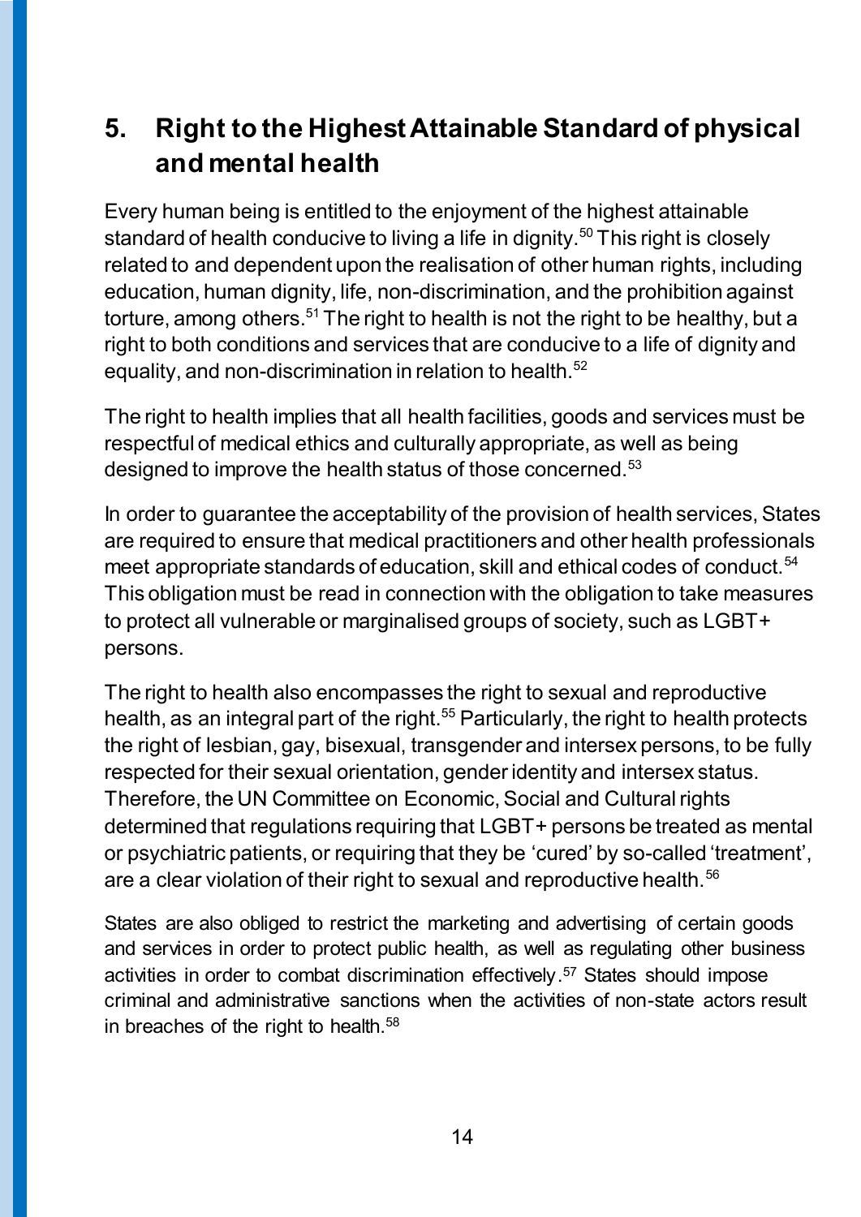## 5. Right to the Highest Attainable Standard of physical and mental health

Every human being is entitled to the enjoyment of the highest attainable standard of health conducive to living a life in dignity.[50] This right is closely related to and dependent upon the realisation of other human rights, including education, human dignity, life, non-discrimination, and the prohibition against torture, among others.[51] The right to health is not the right to be healthy, but a right to both conditions and services that are conducive to a life of dignity and equality, and non-discrimination in relation to health.[52]

The right to health implies that all health facilities, goods and services must be respectful of medical ethics and culturally appropriate, as well as being designed to improve the health status of those concerned.[53]

In order to guarantee the acceptability of the provision of health services, States are required to ensure that medical practitioners and other health professionals meet appropriate standards of education, skill and ethical codes of conduct.[54] This obligation must be read in connection with the obligation to take measures to protect all vulnerable or marginalised groups of society, such as LGBT+ persons.

The right to health also encompasses the right to sexual and reproductive health, as an integral part of the right.[55] Particularly, the right to health protects the right of lesbian, gay, bisexual, transgender and intersex persons, to be fully respected for their sexual orientation, gender identity and intersex status. Therefore, the UN Committee on Economic, Social and Cultural rights determined that regulations requiring that LGBT+ persons be treated as mental or psychiatric patients, or requiring that they be 'cured' by so-called 'treatment', are a clear violation of their right to sexual and reproductive health.[56]

States are also obliged to restrict the marketing and advertising of certain goods and services in order to protect public health, as well as regulating other business activities in order to combat discrimination effectively.[57] States should impose criminal and administrative sanctions when the activities of non-state actors result in breaches of the right to health.[58]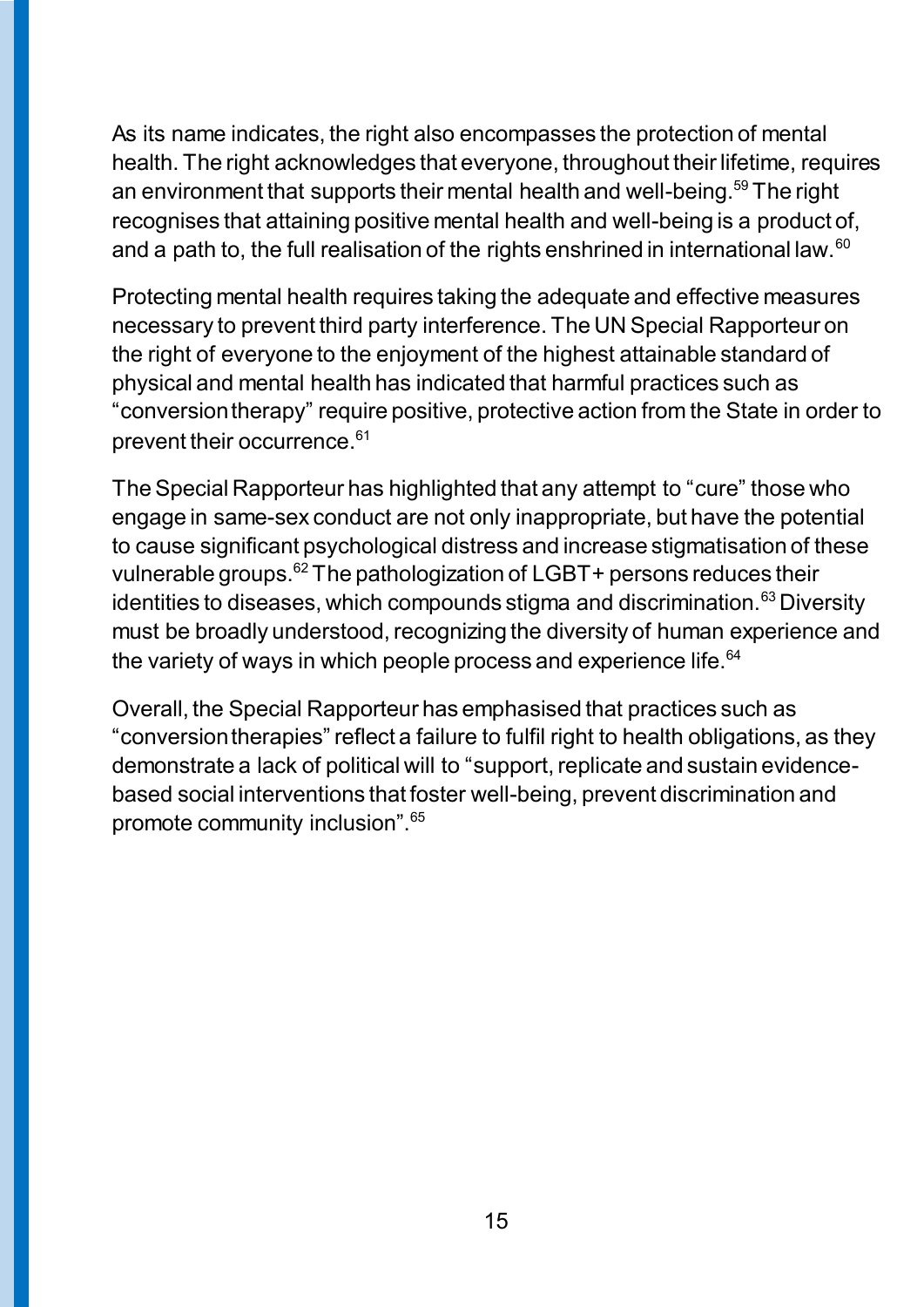As its name indicates, the right also encompasses the protection of mental health. The right acknowledges that everyone, throughout their lifetime, requires an environment that supports their mental health and well-being.[59] The right recognises that attaining positive mental health and well-being is a product of, and a path to, the full realisation of the rights enshrined in international law.[60]

Protecting mental health requires taking the adequate and effective measures necessary to prevent third party interference. The UN Special Rapporteur on the right of everyone to the enjoyment of the highest attainable standard of physical and mental health has indicated that harmful practices such as "conversion therapy" require positive, protective action from the State in order to prevent their occurrence.[61]

The Special Rapporteur has highlighted that any attempt to "cure" those who engage in same-sex conduct are not only inappropriate, but have the potential to cause significant psychological distress and increase stigmatisation of these vulnerable groups.[62] The pathologization of LGBT+ persons reduces their identities to diseases, which compounds stigma and discrimination.[63] Diversity must be broadly understood, recognizing the diversity of human experience and the variety of ways in which people process and experience life.[64]

Overall, the Special Rapporteur has emphasised that practices such as "conversion therapies" reflect a failure to fulfil right to health obligations, as they demonstrate a lack of political will to "support, replicate and sustain evidence-based social interventions that foster well-being, prevent discrimination and promote community inclusion".[65]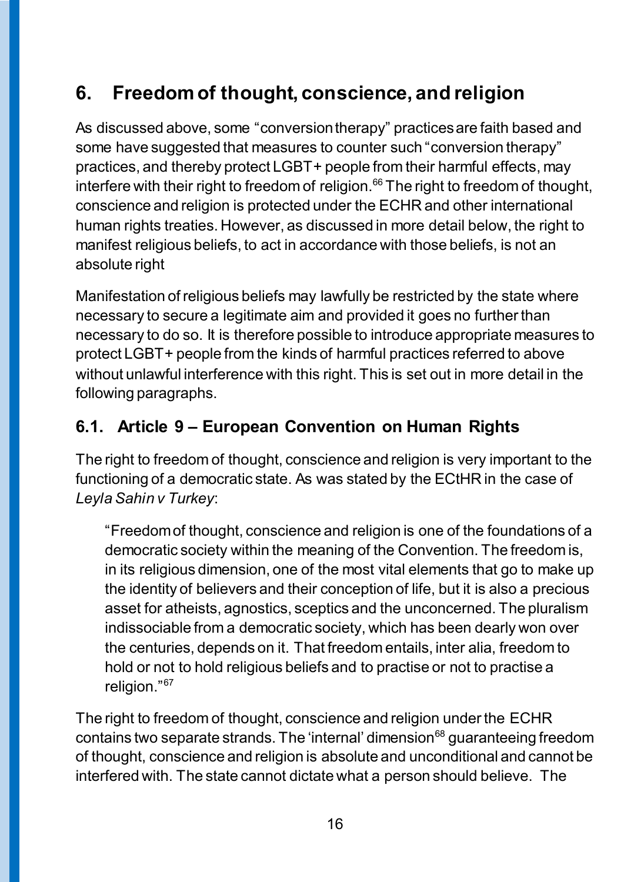## 6. Freedom of thought, conscience, and religion

As discussed above, some “conversion therapy” practices are faith based and some have suggested that measures to counter such “conversion therapy” practices, and thereby protect LGBT+ people from their harmful effects, may interfere with their right to freedom of religion.[66] The right to freedom of thought, conscience and religion is protected under the ECHR and other international human rights treaties. However, as discussed in more detail below, the right to manifest religious beliefs, to act in accordance with those beliefs, is not an absolute right

Manifestation of religious beliefs may lawfully be restricted by the state where necessary to secure a legitimate aim and provided it goes no further than necessary to do so. It is therefore possible to introduce appropriate measures to protect LGBT+ people from the kinds of harmful practices referred to above without unlawful interference with this right. This is set out in more detail in the following paragraphs.

### 6.1. Article 9 – European Convention on Human Rights

The right to freedom of thought, conscience and religion is very important to the functioning of a democratic state. As was stated by the ECtHR in the case of *Leyla Sahin v Turkey*:

> “Freedom of thought, conscience and religion is one of the foundations of a democratic society within the meaning of the Convention. The freedom is, in its religious dimension, one of the most vital elements that go to make up the identity of believers and their conception of life, but it is also a precious asset for atheists, agnostics, sceptics and the unconcerned. The pluralism indissociable from a democratic society, which has been dearly won over the centuries, depends on it. That freedom entails, inter alia, freedom to hold or not to hold religious beliefs and to practise or not to practise a religion.”[67]

The right to freedom of thought, conscience and religion under the ECHR contains two separate strands. The ‘internal’ dimension[68] guaranteeing freedom of thought, conscience and religion is absolute and unconditional and cannot be interfered with. The state cannot dictate what a person should believe. The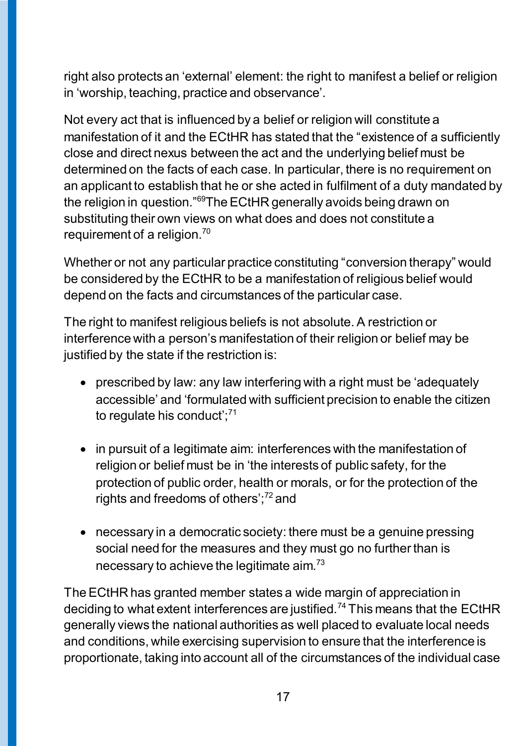right also protects an 'external' element: the right to manifest a belief or religion in 'worship, teaching, practice and observance'.

Not every act that is influenced by a belief or religion will constitute a manifestation of it and the ECtHR has stated that the "existence of a sufficiently close and direct nexus between the act and the underlying belief must be determined on the facts of each case. In particular, there is no requirement on an applicant to establish that he or she acted in fulfilment of a duty mandated by the religion in question."[69] The ECtHR generally avoids being drawn on substituting their own views on what does and does not constitute a requirement of a religion.[70]

Whether or not any particular practice constituting "conversion therapy" would be considered by the ECtHR to be a manifestation of religious belief would depend on the facts and circumstances of the particular case.

The right to manifest religious beliefs is not absolute. A restriction or interference with a person's manifestation of their religion or belief may be justified by the state if the restriction is:

- prescribed by law: any law interfering with a right must be 'adequately accessible' and 'formulated with sufficient precision to enable the citizen to regulate his conduct';[71]

- in pursuit of a legitimate aim: interferences with the manifestation of religion or belief must be in 'the interests of public safety, for the protection of public order, health or morals, or for the protection of the rights and freedoms of others';[72] and

- necessary in a democratic society: there must be a genuine pressing social need for the measures and they must go no further than is necessary to achieve the legitimate aim.[73]

The ECtHR has granted member states a wide margin of appreciation in deciding to what extent interferences are justified.[74] This means that the ECtHR generally views the national authorities as well placed to evaluate local needs and conditions, while exercising supervision to ensure that the interference is proportionate, taking into account all of the circumstances of the individual case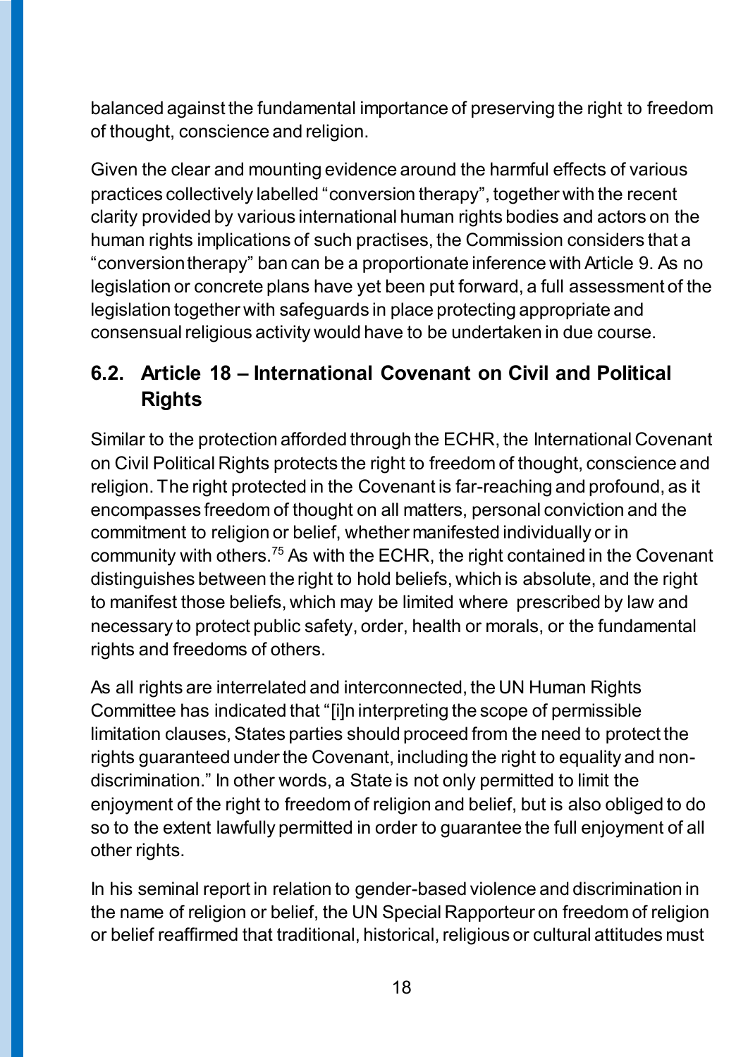balanced against the fundamental importance of preserving the right to freedom of thought, conscience and religion.

Given the clear and mounting evidence around the harmful effects of various practices collectively labelled "conversion therapy", together with the recent clarity provided by various international human rights bodies and actors on the human rights implications of such practises, the Commission considers that a "conversion therapy" ban can be a proportionate inference with Article 9. As no legislation or concrete plans have yet been put forward, a full assessment of the legislation together with safeguards in place protecting appropriate and consensual religious activity would have to be undertaken in due course.

## 6.2. Article 18 – International Covenant on Civil and Political Rights

Similar to the protection afforded through the ECHR, the International Covenant on Civil Political Rights protects the right to freedom of thought, conscience and religion. The right protected in the Covenant is far-reaching and profound, as it encompasses freedom of thought on all matters, personal conviction and the commitment to religion or belief, whether manifested individually or in community with others.[75] As with the ECHR, the right contained in the Covenant distinguishes between the right to hold beliefs, which is absolute, and the right to manifest those beliefs, which may be limited where prescribed by law and necessary to protect public safety, order, health or morals, or the fundamental rights and freedoms of others.

As all rights are interrelated and interconnected, the UN Human Rights Committee has indicated that "[i]n interpreting the scope of permissible limitation clauses, States parties should proceed from the need to protect the rights guaranteed under the Covenant, including the right to equality and non-discrimination." In other words, a State is not only permitted to limit the enjoyment of the right to freedom of religion and belief, but is also obliged to do so to the extent lawfully permitted in order to guarantee the full enjoyment of all other rights.

In his seminal report in relation to gender-based violence and discrimination in the name of religion or belief, the UN Special Rapporteur on freedom of religion or belief reaffirmed that traditional, historical, religious or cultural attitudes must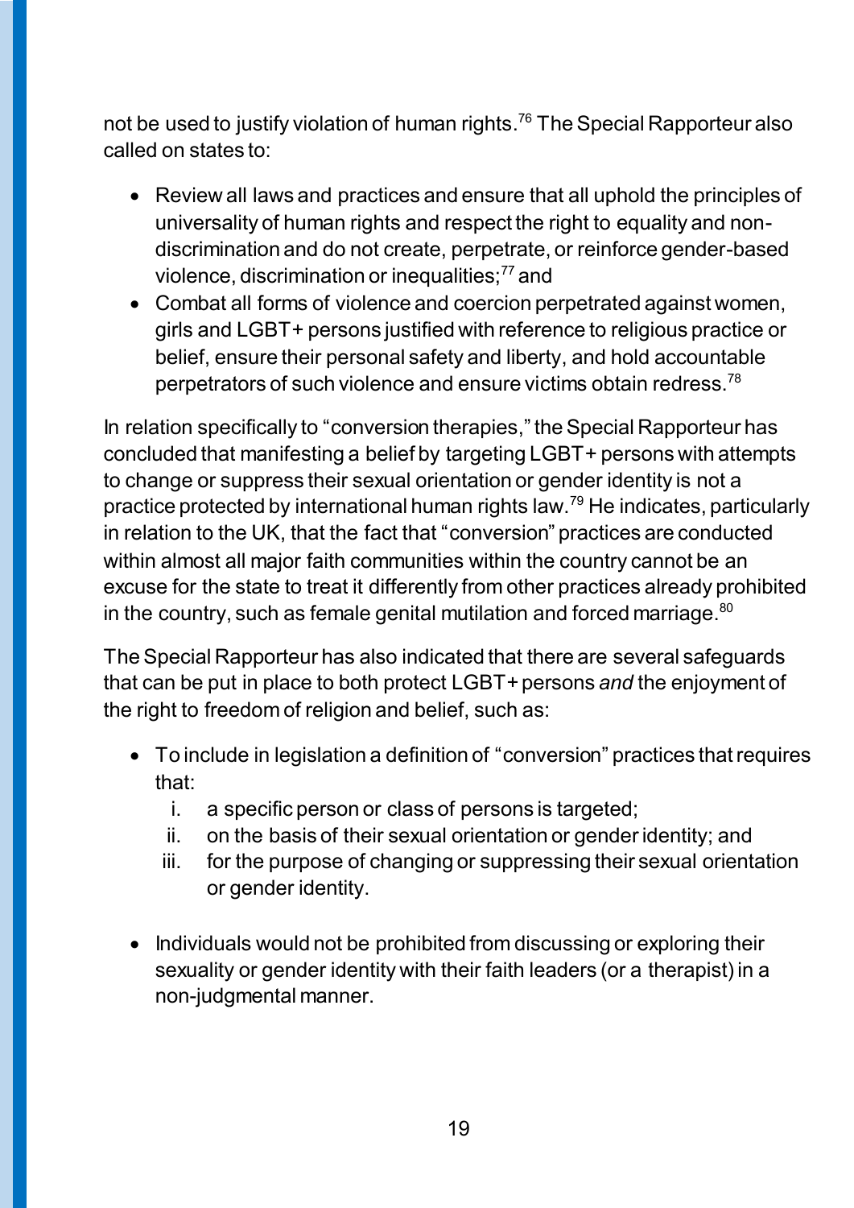not be used to justify violation of human rights.[76] The Special Rapporteur also called on states to:

- Review all laws and practices and ensure that all uphold the principles of universality of human rights and respect the right to equality and non-discrimination and do not create, perpetrate, or reinforce gender-based violence, discrimination or inequalities;[77] and
- Combat all forms of violence and coercion perpetrated against women, girls and LGBT+ persons justified with reference to religious practice or belief, ensure their personal safety and liberty, and hold accountable perpetrators of such violence and ensure victims obtain redress.[78]

In relation specifically to "conversion therapies," the Special Rapporteur has concluded that manifesting a belief by targeting LGBT+ persons with attempts to change or suppress their sexual orientation or gender identity is not a practice protected by international human rights law.[79] He indicates, particularly in relation to the UK, that the fact that "conversion" practices are conducted within almost all major faith communities within the country cannot be an excuse for the state to treat it differently from other practices already prohibited in the country, such as female genital mutilation and forced marriage.[80]

The Special Rapporteur has also indicated that there are several safeguards that can be put in place to both protect LGBT+ persons *and* the enjoyment of the right to freedom of religion and belief, such as:

- To include in legislation a definition of "conversion" practices that requires that:
    i. a specific person or class of persons is targeted;
    ii. on the basis of their sexual orientation or gender identity; and
    iii. for the purpose of changing or suppressing their sexual orientation or gender identity.

- Individuals would not be prohibited from discussing or exploring their sexuality or gender identity with their faith leaders (or a therapist) in a non-judgmental manner.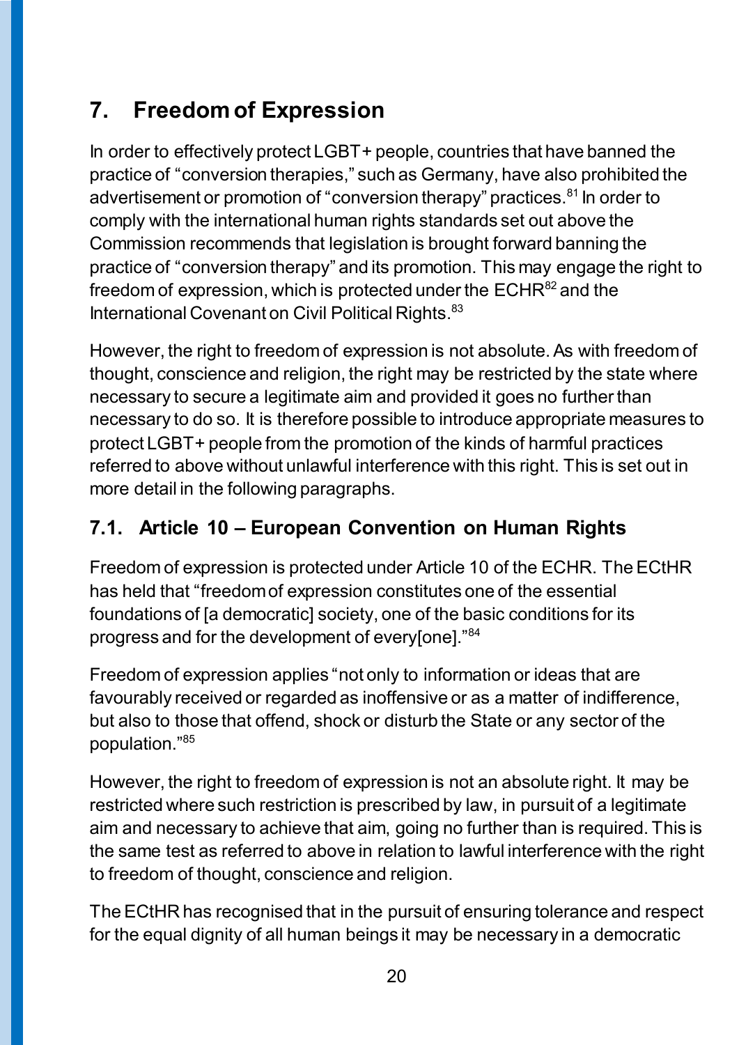## 7. Freedom of Expression

In order to effectively protect LGBT+ people, countries that have banned the practice of "conversion therapies," such as Germany, have also prohibited the advertisement or promotion of "conversion therapy" practices.[81] In order to comply with the international human rights standards set out above the Commission recommends that legislation is brought forward banning the practice of "conversion therapy" and its promotion. This may engage the right to freedom of expression, which is protected under the ECHR[82] and the International Covenant on Civil Political Rights.[83]

However, the right to freedom of expression is not absolute. As with freedom of thought, conscience and religion, the right may be restricted by the state where necessary to secure a legitimate aim and provided it goes no further than necessary to do so. It is therefore possible to introduce appropriate measures to protect LGBT+ people from the promotion of the kinds of harmful practices referred to above without unlawful interference with this right. This is set out in more detail in the following paragraphs.

### 7.1. Article 10 – European Convention on Human Rights

Freedom of expression is protected under Article 10 of the ECHR. The ECtHR has held that "freedom of expression constitutes one of the essential foundations of [a democratic] society, one of the basic conditions for its progress and for the development of every[one]."[84]

Freedom of expression applies "not only to information or ideas that are favourably received or regarded as inoffensive or as a matter of indifference, but also to those that offend, shock or disturb the State or any sector of the population."[85]

However, the right to freedom of expression is not an absolute right. It may be restricted where such restriction is prescribed by law, in pursuit of a legitimate aim and necessary to achieve that aim, going no further than is required. This is the same test as referred to above in relation to lawful interference with the right to freedom of thought, conscience and religion.

The ECtHR has recognised that in the pursuit of ensuring tolerance and respect for the equal dignity of all human beings it may be necessary in a democratic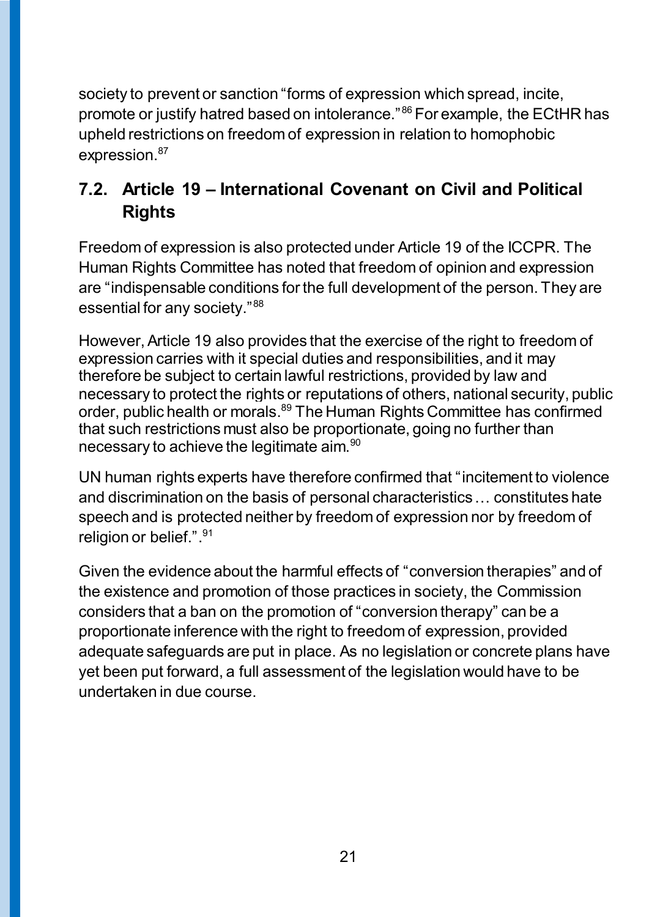society to prevent or sanction "forms of expression which spread, incite, promote or justify hatred based on intolerance."[86] For example, the ECtHR has upheld restrictions on freedom of expression in relation to homophobic expression.[87]

## 7.2. Article 19 – International Covenant on Civil and Political Rights

Freedom of expression is also protected under Article 19 of the ICCPR. The Human Rights Committee has noted that freedom of opinion and expression are "indispensable conditions for the full development of the person. They are essential for any society."[88]

However, Article 19 also provides that the exercise of the right to freedom of expression carries with it special duties and responsibilities, and it may therefore be subject to certain lawful restrictions, provided by law and necessary to protect the rights or reputations of others, national security, public order, public health or morals.[89] The Human Rights Committee has confirmed that such restrictions must also be proportionate, going no further than necessary to achieve the legitimate aim.[90]

UN human rights experts have therefore confirmed that "incitement to violence and discrimination on the basis of personal characteristics … constitutes hate speech and is protected neither by freedom of expression nor by freedom of religion or belief.".[91]

Given the evidence about the harmful effects of "conversion therapies" and of the existence and promotion of those practices in society, the Commission considers that a ban on the promotion of "conversion therapy" can be a proportionate inference with the right to freedom of expression, provided adequate safeguards are put in place. As no legislation or concrete plans have yet been put forward, a full assessment of the legislation would have to be undertaken in due course.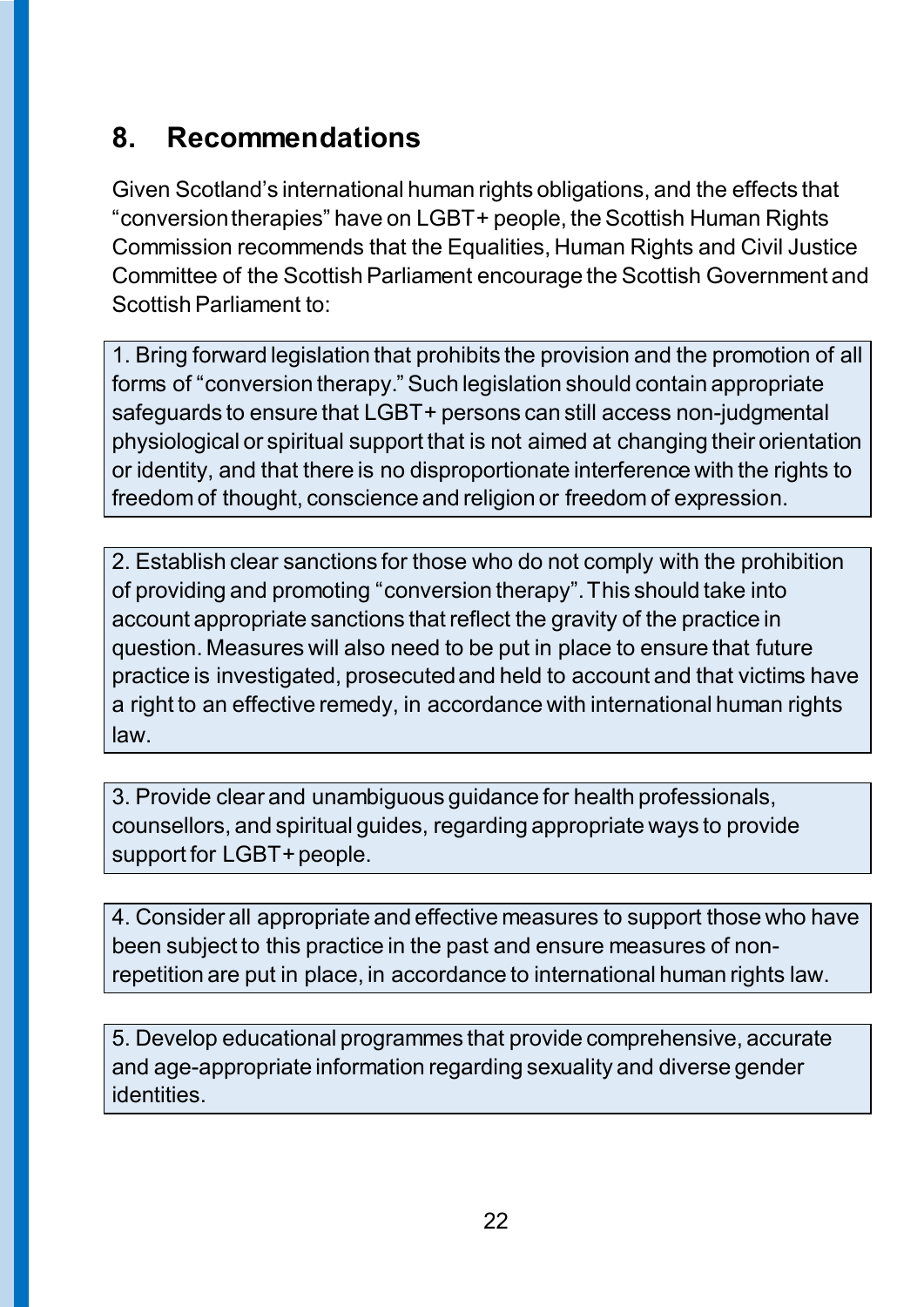## 8. Recommendations

Given Scotland's international human rights obligations, and the effects that "conversion therapies" have on LGBT+ people, the Scottish Human Rights Commission recommends that the Equalities, Human Rights and Civil Justice Committee of the Scottish Parliament encourage the Scottish Government and Scottish Parliament to:

1. Bring forward legislation that prohibits the provision and the promotion of all forms of "conversion therapy." Such legislation should contain appropriate safeguards to ensure that LGBT+ persons can still access non-judgmental physiological or spiritual support that is not aimed at changing their orientation or identity, and that there is no disproportionate interference with the rights to freedom of thought, conscience and religion or freedom of expression.

2. Establish clear sanctions for those who do not comply with the prohibition of providing and promoting "conversion therapy". This should take into account appropriate sanctions that reflect the gravity of the practice in question. Measures will also need to be put in place to ensure that future practice is investigated, prosecuted and held to account and that victims have a right to an effective remedy, in accordance with international human rights law.

3. Provide clear and unambiguous guidance for health professionals, counsellors, and spiritual guides, regarding appropriate ways to provide support for LGBT+ people.

4. Consider all appropriate and effective measures to support those who have been subject to this practice in the past and ensure measures of non-repetition are put in place, in accordance to international human rights law.

5. Develop educational programmes that provide comprehensive, accurate and age-appropriate information regarding sexuality and diverse gender identities.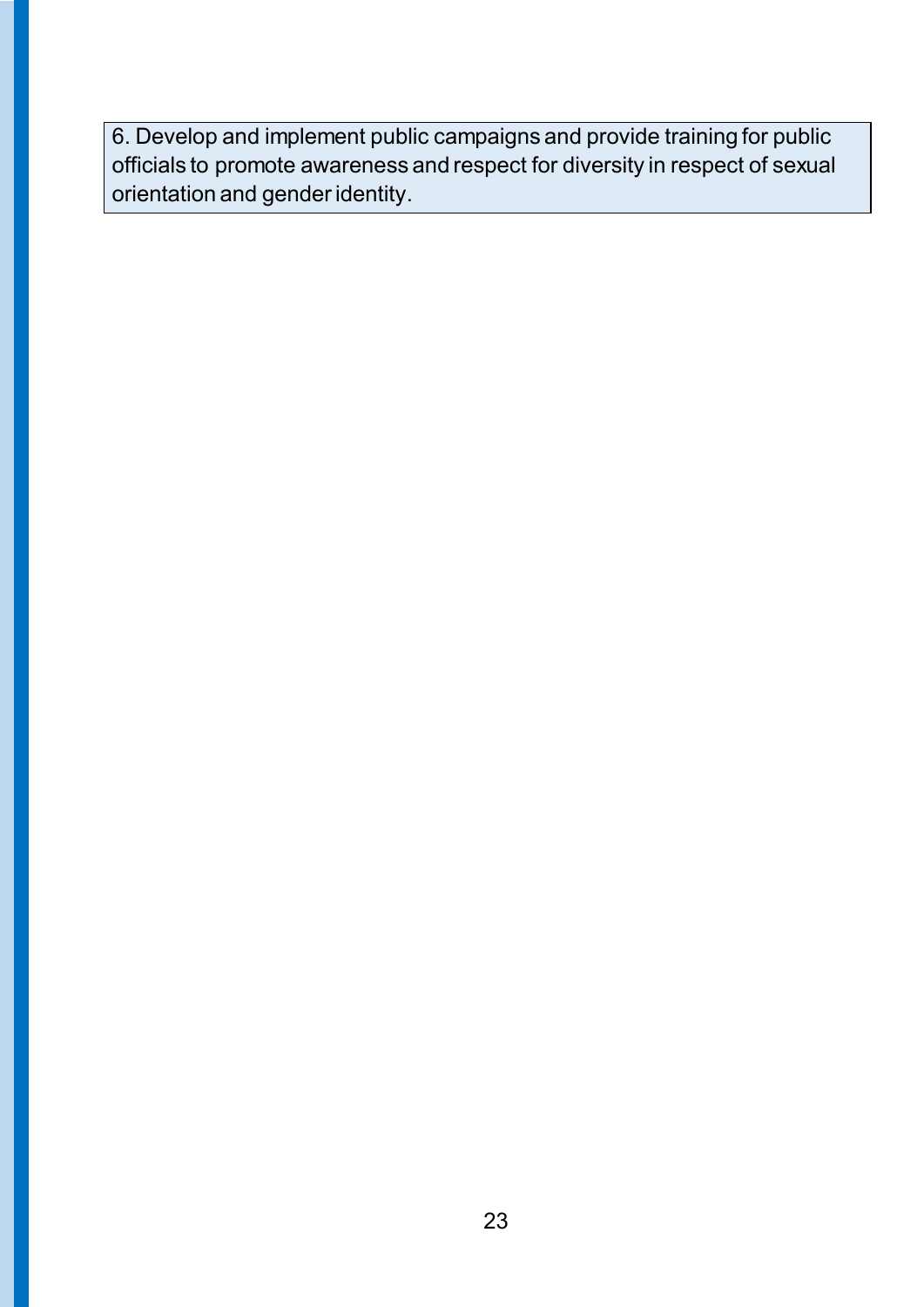6. Develop and implement public campaigns and provide training for public officials to promote awareness and respect for diversity in respect of sexual orientation and gender identity.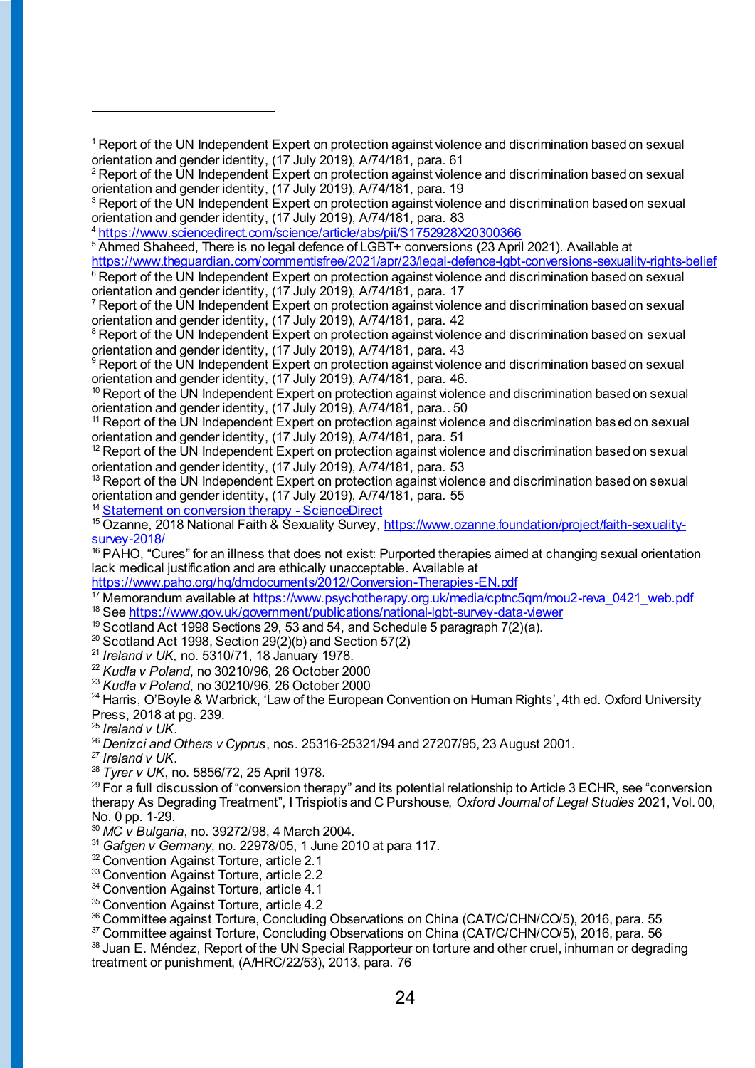[1] Report of the UN Independent Expert on protection against violence and discrimination based on sexual orientation and gender identity, (17 July 2019), A/74/181, para. 61

[2] Report of the UN Independent Expert on protection against violence and discrimination based on sexual orientation and gender identity, (17 July 2019), A/74/181, para. 19

[3] Report of the UN Independent Expert on protection against violence and discrimination based on sexual orientation and gender identity, (17 July 2019), A/74/181, para. 83

[4] https://www.sciencedirect.com/science/article/abs/pii/S1752928X20300366

[5] Ahmed Shaheed, There is no legal defence of LGBT+ conversions (23 April 2021). Available at https://www.theguardian.com/commentisfree/2021/apr/23/legal-defence-lgbt-conversions-sexuality-rights-belief

[6] Report of the UN Independent Expert on protection against violence and discrimination based on sexual orientation and gender identity, (17 July 2019), A/74/181, para. 17

[7] Report of the UN Independent Expert on protection against violence and discrimination based on sexual orientation and gender identity, (17 July 2019), A/74/181, para. 42

[8] Report of the UN Independent Expert on protection against violence and discrimination based on sexual orientation and gender identity, (17 July 2019), A/74/181, para. 43

[9] Report of the UN Independent Expert on protection against violence and discrimination based on sexual orientation and gender identity, (17 July 2019), A/74/181, para. 46.

[10] Report of the UN Independent Expert on protection against violence and discrimination based on sexual orientation and gender identity, (17 July 2019), A/74/181, para.. 50

[11] Report of the UN Independent Expert on protection against violence and discrimination based on sexual orientation and gender identity, (17 July 2019), A/74/181, para. 51

[12] Report of the UN Independent Expert on protection against violence and discrimination based on sexual orientation and gender identity, (17 July 2019), A/74/181, para. 53

[13] Report of the UN Independent Expert on protection against violence and discrimination based on sexual orientation and gender identity, (17 July 2019), A/74/181, para. 55

[14] Statement on conversion therapy - ScienceDirect

[15] Ozanne, 2018 National Faith & Sexuality Survey, https://www.ozanne.foundation/project/faith-sexuality-survey-2018/

[16] PAHO, "Cures" for an illness that does not exist: Purported therapies aimed at changing sexual orientation lack medical justification and are ethically unacceptable. Available at https://www.paho.org/hq/dmdocuments/2012/Conversion-Therapies-EN.pdf

[17] Memorandum available at https://www.psychotherapy.org.uk/media/cptnc5qm/mou2-reva_0421_web.pdf

[18] See https://www.gov.uk/government/publications/national-lgbt-survey-data-viewer

[19] Scotland Act 1998 Sections 29, 53 and 54, and Schedule 5 paragraph 7(2)(a).

[20] Scotland Act 1998, Section 29(2)(b) and Section 57(2)

[21] *Ireland v UK,* no. 5310/71, 18 January 1978.

[22] *Kudla v Poland*, no 30210/96, 26 October 2000

[23] *Kudla v Poland*, no 30210/96, 26 October 2000

[24] Harris, O'Boyle & Warbrick, 'Law of the European Convention on Human Rights', 4th ed. Oxford University Press, 2018 at pg. 239.

[25] *Ireland v UK*.

[26] *Denizci and Others v Cyprus*, nos. 25316-25321/94 and 27207/95, 23 August 2001.

[27] *Ireland v UK*.

[28] *Tyrer v UK*, no. 5856/72, 25 April 1978.

[29] For a full discussion of "conversion therapy" and its potential relationship to Article 3 ECHR, see "conversion therapy As Degrading Treatment", I Trispiotis and C Purshouse, *Oxford Journal of Legal Studies* 2021, Vol. 00, No. 0 pp. 1-29.

[30] *MC v Bulgaria*, no. 39272/98, 4 March 2004.

[31] *Gafgen v Germany*, no. 22978/05, 1 June 2010 at para 117.

[32] Convention Against Torture, article 2.1

[33] Convention Against Torture, article 2.2

[34] Convention Against Torture, article 4.1

[35] Convention Against Torture, article 4.2

[36] Committee against Torture, Concluding Observations on China (CAT/C/CHN/CO/5), 2016, para. 55

[37] Committee against Torture, Concluding Observations on China (CAT/C/CHN/CO/5), 2016, para. 56

[38] Juan E. Méndez, Report of the UN Special Rapporteur on torture and other cruel, inhuman or degrading treatment or punishment, (A/HRC/22/53), 2013, para. 76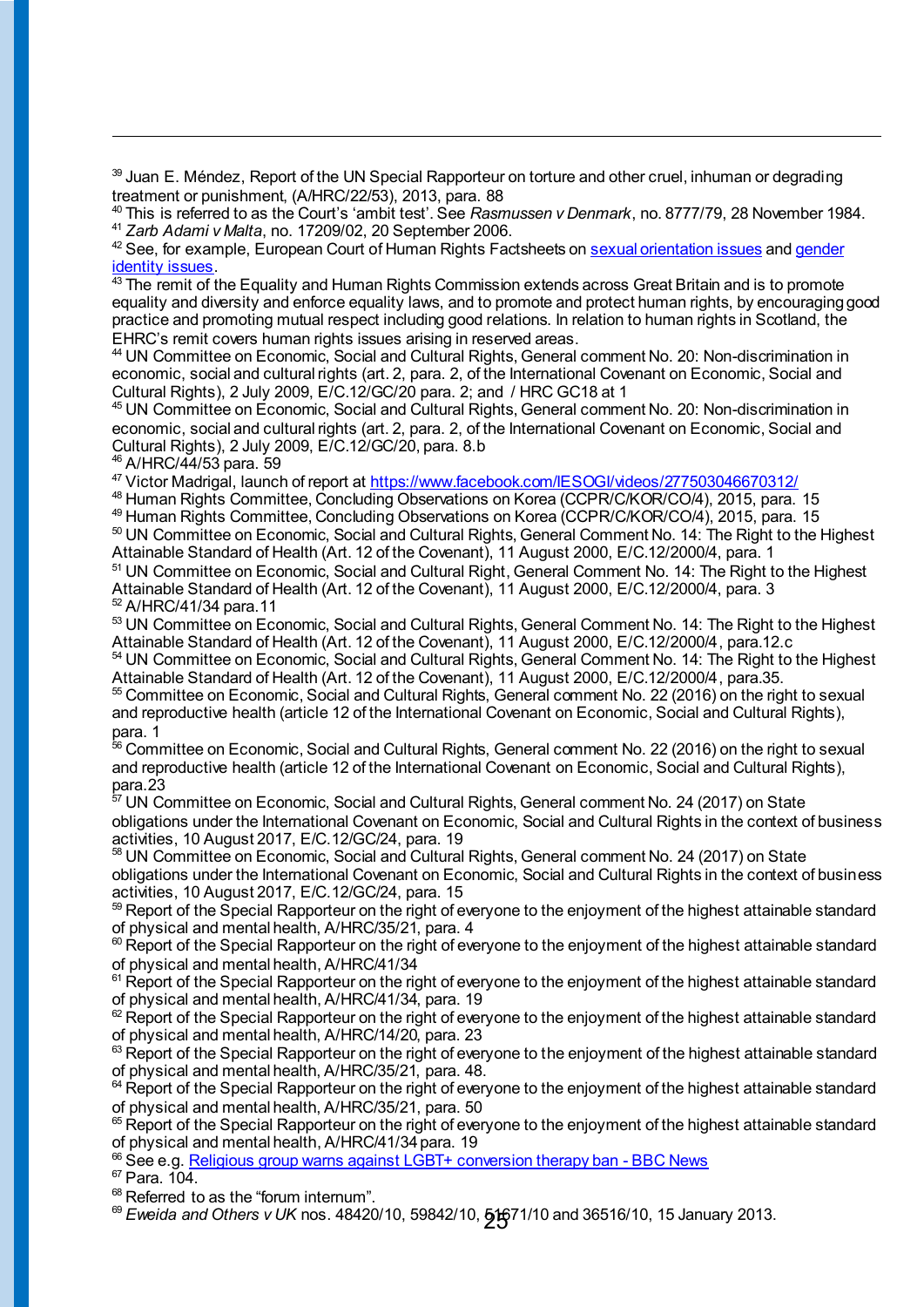[39] Juan E. Méndez, Report of the UN Special Rapporteur on torture and other cruel, inhuman or degrading treatment or punishment, (A/HRC/22/53), 2013, para. 88

[40] This is referred to as the Court's 'ambit test'. See *Rasmussen v Denmark*, no. 8777/79, 28 November 1984.

[41] *Zarb Adami v Malta*, no. 17209/02, 20 September 2006.

[42] See, for example, European Court of Human Rights Factsheets on [sexual orientation issues]() and [gender identity issues]().

[43] The remit of the Equality and Human Rights Commission extends across Great Britain and is to promote equality and diversity and enforce equality laws, and to promote and protect human rights, by encouraging good practice and promoting mutual respect including good relations. In relation to human rights in Scotland, the EHRC's remit covers human rights issues arising in reserved areas.

[44] UN Committee on Economic, Social and Cultural Rights, General comment No. 20: Non-discrimination in economic, social and cultural rights (art. 2, para. 2, of the International Covenant on Economic, Social and Cultural Rights), 2 July 2009, E/C.12/GC/20 para. 2; and / HRC GC18 at 1

[45] UN Committee on Economic, Social and Cultural Rights, General comment No. 20: Non-discrimination in economic, social and cultural rights (art. 2, para. 2, of the International Covenant on Economic, Social and Cultural Rights), 2 July 2009, E/C.12/GC/20, para. 8.b

[46] A/HRC/44/53 para. 59

[47] Victor Madrigal, launch of report at [https://www.facebook.com/IESOGI/videos/277503046670312/](https://www.facebook.com/IESOGI/videos/277503046670312/)

[48] Human Rights Committee, Concluding Observations on Korea (CCPR/C/KOR/CO/4), 2015, para. 15

[49] Human Rights Committee, Concluding Observations on Korea (CCPR/C/KOR/CO/4), 2015, para. 15

[50] UN Committee on Economic, Social and Cultural Rights, General Comment No. 14: The Right to the Highest Attainable Standard of Health (Art. 12 of the Covenant), 11 August 2000, E/C.12/2000/4, para. 1

[51] UN Committee on Economic, Social and Cultural Right, General Comment No. 14: The Right to the Highest Attainable Standard of Health (Art. 12 of the Covenant), 11 August 2000, E/C.12/2000/4, para. 3

[52] A/HRC/41/34 para.11

[53] UN Committee on Economic, Social and Cultural Rights, General Comment No. 14: The Right to the Highest Attainable Standard of Health (Art. 12 of the Covenant), 11 August 2000, E/C.12/2000/4, para.12.c

[54] UN Committee on Economic, Social and Cultural Rights, General Comment No. 14: The Right to the Highest Attainable Standard of Health (Art. 12 of the Covenant), 11 August 2000, E/C.12/2000/4, para.35.

[55] Committee on Economic, Social and Cultural Rights, General comment No. 22 (2016) on the right to sexual and reproductive health (article 12 of the International Covenant on Economic, Social and Cultural Rights), para. 1

[56] Committee on Economic, Social and Cultural Rights, General comment No. 22 (2016) on the right to sexual and reproductive health (article 12 of the International Covenant on Economic, Social and Cultural Rights), para.23

[57] UN Committee on Economic, Social and Cultural Rights, General comment No. 24 (2017) on State obligations under the International Covenant on Economic, Social and Cultural Rights in the context of business activities, 10 August 2017, E/C.12/GC/24, para. 19

[58] UN Committee on Economic, Social and Cultural Rights, General comment No. 24 (2017) on State obligations under the International Covenant on Economic, Social and Cultural Rights in the context of business activities, 10 August 2017, E/C.12/GC/24, para. 15

[59] Report of the Special Rapporteur on the right of everyone to the enjoyment of the highest attainable standard of physical and mental health, A/HRC/35/21, para. 4

[60] Report of the Special Rapporteur on the right of everyone to the enjoyment of the highest attainable standard of physical and mental health, A/HRC/41/34

[61] Report of the Special Rapporteur on the right of everyone to the enjoyment of the highest attainable standard of physical and mental health, A/HRC/41/34, para. 19

[62] Report of the Special Rapporteur on the right of everyone to the enjoyment of the highest attainable standard of physical and mental health, A/HRC/14/20, para. 23

[63] Report of the Special Rapporteur on the right of everyone to the enjoyment of the highest attainable standard of physical and mental health, A/HRC/35/21, para. 48.

[64] Report of the Special Rapporteur on the right of everyone to the enjoyment of the highest attainable standard of physical and mental health, A/HRC/35/21, para. 50

[65] Report of the Special Rapporteur on the right of everyone to the enjoyment of the highest attainable standard of physical and mental health, A/HRC/41/34 para. 19

[66] See e.g. [Religious group warns against LGBT+ conversion therapy ban - BBC News]()

[67] Para. 104.

[68] Referred to as the "forum internum".

[69] *Eweida and Others v UK* nos. 48420/10, 59842/10, 51671/10 and 36516/10, 15 January 2013.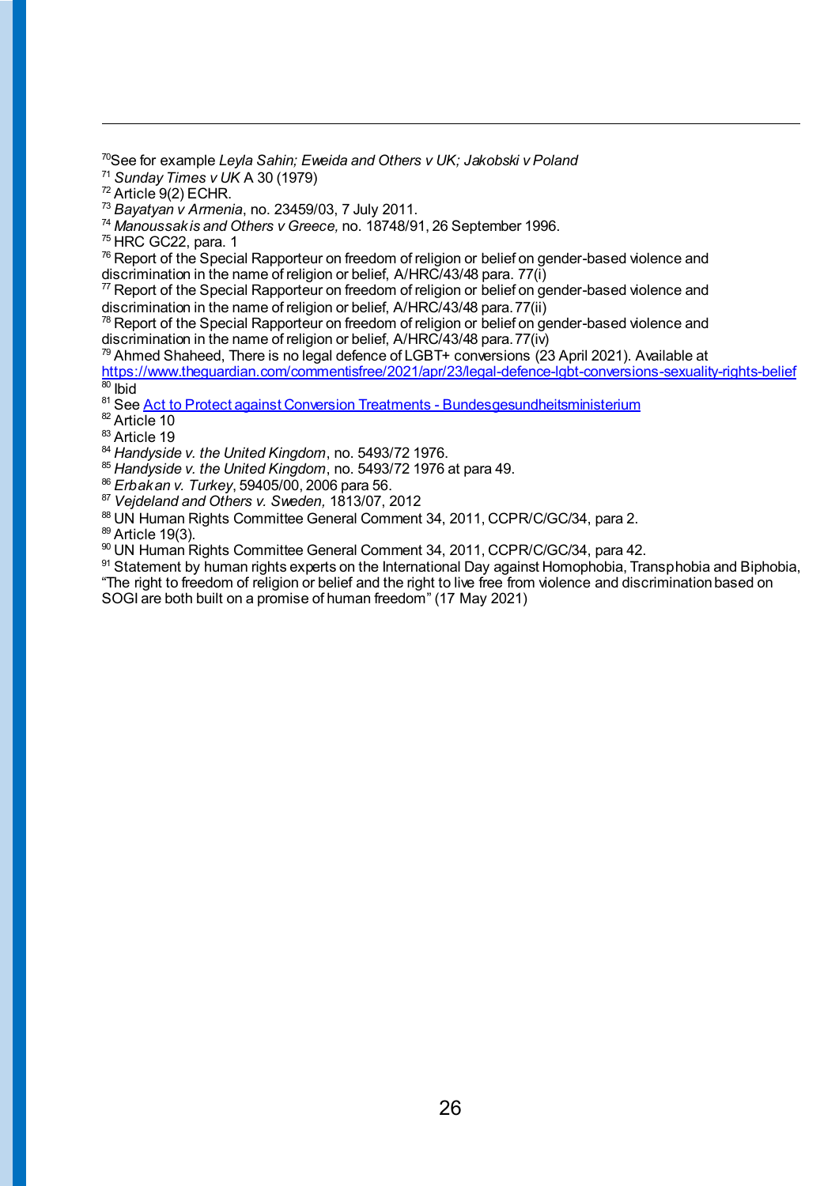[70]See for example *Leyla Sahin; Eweida and Others v UK; Jakobski v Poland*

[71] *Sunday Times v UK* A 30 (1979)

[72] Article 9(2) ECHR.

[73] *Bayatyan v Armenia*, no. 23459/03, 7 July 2011.

[74] *Manoussakis and Others v Greece,* no. 18748/91, 26 September 1996.

[75] HRC GC22, para. 1

[76] Report of the Special Rapporteur on freedom of religion or belief on gender-based violence and discrimination in the name of religion or belief, A/HRC/43/48 para. 77(i)

[77] Report of the Special Rapporteur on freedom of religion or belief on gender-based violence and discrimination in the name of religion or belief, A/HRC/43/48 para. 77(ii)

[78] Report of the Special Rapporteur on freedom of religion or belief on gender-based violence and discrimination in the name of religion or belief, A/HRC/43/48 para. 77(iv)

[79] Ahmed Shaheed, There is no legal defence of LGBT+ conversions (23 April 2021). Available at https://www.theguardian.com/commentisfree/2021/apr/23/legal-defence-lgbt-conversions-sexuality-rights-belief

[80] Ibid

[81] See [Act to Protect against Conversion Treatments - Bundesgesundheitsministerium]

[82] Article 10

[83] Article 19

[84] *Handyside v. the United Kingdom*, no. 5493/72 1976.

[85] *Handyside v. the United Kingdom*, no. 5493/72 1976 at para 49.

[86] *Erbakan v. Turkey*, 59405/00, 2006 para 56.

[87] *Vejdeland and Others v. Sweden,* 1813/07, 2012

[88] UN Human Rights Committee General Comment 34, 2011, CCPR/C/GC/34, para 2.

[89] Article 19(3).

[90] UN Human Rights Committee General Comment 34, 2011, CCPR/C/GC/34, para 42.

[91] Statement by human rights experts on the International Day against Homophobia, Transphobia and Biphobia, "The right to freedom of religion or belief and the right to live free from violence and discrimination based on SOGI are both built on a promise of human freedom" (17 May 2021)